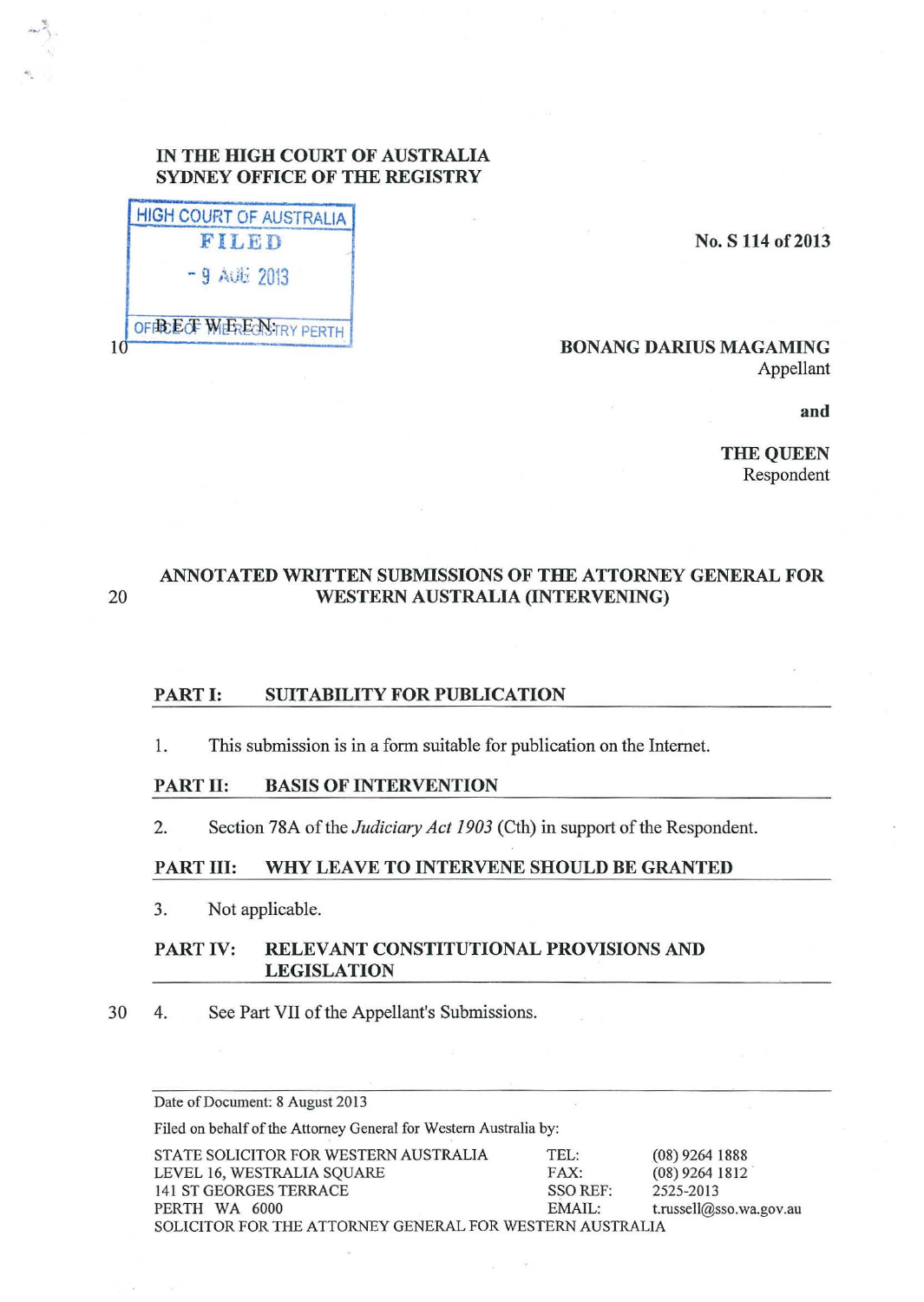IN THE HIGH COURT OF AUSTRALIA
SYDNEY OFFICE OF THE REGISTRY

HIGH COURT OF AUSTRALIA
FILED
- 9 AUG 2013
OFFICE OF THE REGISTRY PERTH

No. S 114 of 2013

BETWEEN:

**BONANG DARIUS MAGAMING**
Appellant

**and**

**THE QUEEN**
Respondent

## ANNOTATED WRITTEN SUBMISSIONS OF THE ATTORNEY GENERAL FOR WESTERN AUSTRALIA (INTERVENING)

## PART I: SUITABILITY FOR PUBLICATION

1. This submission is in a form suitable for publication on the Internet.

## PART II: BASIS OF INTERVENTION

2. Section 78A of the *Judiciary Act 1903* (Cth) in support of the Respondent.

## PART III: WHY LEAVE TO INTERVENE SHOULD BE GRANTED

3. Not applicable.

## PART IV: RELEVANT CONSTITUTIONAL PROVISIONS AND LEGISLATION

4. See Part VII of the Appellant's Submissions.

---

Date of Document: 8 August 2013

Filed on behalf of the Attorney General for Western Australia by:

| | | |
|---|---|---|
| STATE SOLICITOR FOR WESTERN AUSTRALIA | TEL: | (08) 9264 1888 |
| LEVEL 16, WESTRALIA SQUARE | FAX: | (08) 9264 1812 |
| 141 ST GEORGES TERRACE | SSO REF: | 2525-2013 |
| PERTH WA 6000 | EMAIL: | t.russell@sso.wa.gov.au |

SOLICITOR FOR THE ATTORNEY GENERAL FOR WESTERN AUSTRALIA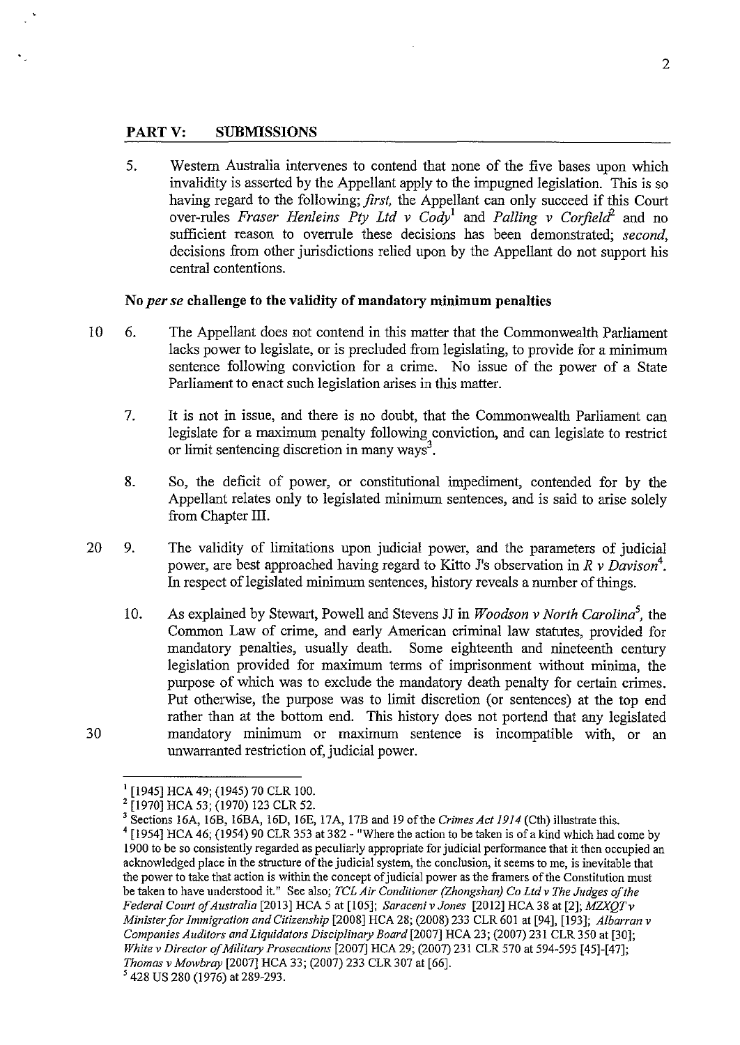## PART V: SUBMISSIONS

5. Western Australia intervenes to contend that none of the five bases upon which invalidity is asserted by the Appellant apply to the impugned legislation. This is so having regard to the following; *first*, the Appellant can only succeed if this Court over-rules *Fraser Henleins Pty Ltd v Cody*[1] and *Palling v Corfield*[2] and no sufficient reason to overrule these decisions has been demonstrated; *second*, decisions from other jurisdictions relied upon by the Appellant do not support his central contentions.

### No *per se* challenge to the validity of mandatory minimum penalties

6. The Appellant does not contend in this matter that the Commonwealth Parliament lacks power to legislate, or is precluded from legislating, to provide for a minimum sentence following conviction for a crime. No issue of the power of a State Parliament to enact such legislation arises in this matter.

7. It is not in issue, and there is no doubt, that the Commonwealth Parliament can legislate for a maximum penalty following conviction, and can legislate to restrict or limit sentencing discretion in many ways[3].

8. So, the deficit of power, or constitutional impediment, contended for by the Appellant relates only to legislated minimum sentences, and is said to arise solely from Chapter III.

9. The validity of limitations upon judicial power, and the parameters of judicial power, are best approached having regard to Kitto J's observation in *R v Davison*[4]. In respect of legislated minimum sentences, history reveals a number of things.

10. As explained by Stewart, Powell and Stevens JJ in *Woodson v North Carolina*[5], the Common Law of crime, and early American criminal law statutes, provided for mandatory penalties, usually death. Some eighteenth and nineteenth century legislation provided for maximum terms of imprisonment without minima, the purpose of which was to exclude the mandatory death penalty for certain crimes. Put otherwise, the purpose was to limit discretion (or sentences) at the top end rather than at the bottom end. This history does not portend that any legislated mandatory minimum or maximum sentence is incompatible with, or an unwarranted restriction of, judicial power.

---

[1] [1945] HCA 49; (1945) 70 CLR 100.

[2] [1970] HCA 53; (1970) 123 CLR 52.

[3] Sections 16A, 16B, 16BA, 16D, 16E, 17A, 17B and 19 of the *Crimes Act 1914* (Cth) illustrate this.

[4] [1954] HCA 46; (1954) 90 CLR 353 at 382 - "Where the action to be taken is of a kind which had come by 1900 to be so consistently regarded as peculiarly appropriate for judicial performance that it then occupied an acknowledged place in the structure of the judicial system, the conclusion, it seems to me, is inevitable that the power to take that action is within the concept of judicial power as the framers of the Constitution must be taken to have understood it." See also; *TCL Air Conditioner (Zhongshan) Co Ltd v The Judges of the Federal Court of Australia* [2013] HCA 5 at [105]; *Saraceni v Jones* [2012] HCA 38 at [2]; *MZXQT v Minister for Immigration and Citizenship* [2008] HCA 28; (2008) 233 CLR 601 at [94], [193]; *Albarran v Companies Auditors and Liquidators Disciplinary Board* [2007] HCA 23; (2007) 231 CLR 350 at [30]; *White v Director of Military Prosecutions* [2007] HCA 29; (2007) 231 CLR 570 at 594-595 [45]-[47]; *Thomas v Mowbray* [2007] HCA 33; (2007) 233 CLR 307 at [66].

[5] 428 US 280 (1976) at 289-293.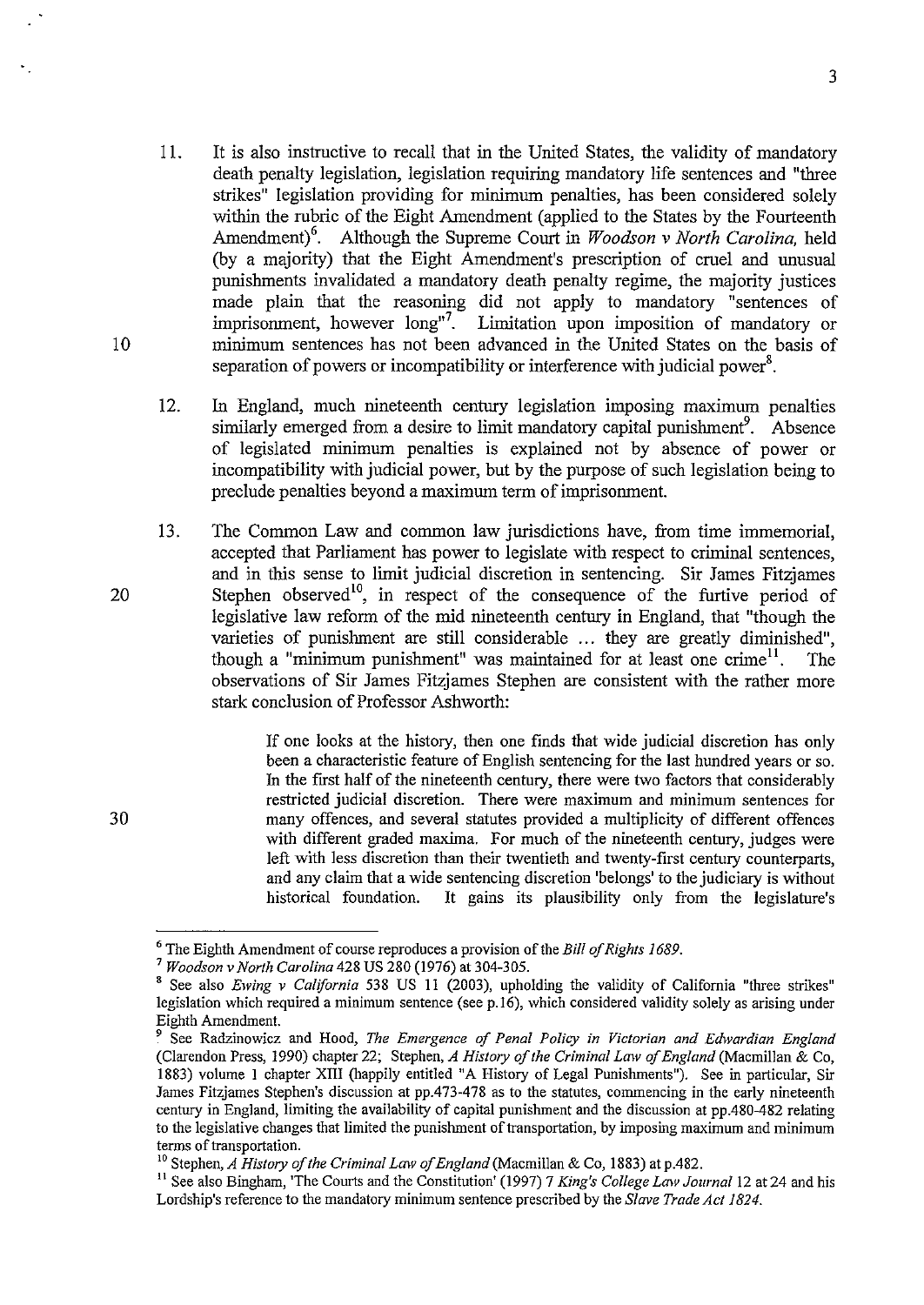11. It is also instructive to recall that in the United States, the validity of mandatory death penalty legislation, legislation requiring mandatory life sentences and "three strikes" legislation providing for minimum penalties, has been considered solely within the rubric of the Eight Amendment (applied to the States by the Fourteenth Amendment)[6]. Although the Supreme Court in *Woodson v North Carolina,* held (by a majority) that the Eight Amendment's prescription of cruel and unusual punishments invalidated a mandatory death penalty regime, the majority justices made plain that the reasoning did not apply to mandatory "sentences of imprisonment, however long"[7]. Limitation upon imposition of mandatory or minimum sentences has not been advanced in the United States on the basis of separation of powers or incompatibility or interference with judicial power[8].

12. In England, much nineteenth century legislation imposing maximum penalties similarly emerged from a desire to limit mandatory capital punishment[9]. Absence of legislated minimum penalties is explained not by absence of power or incompatibility with judicial power, but by the purpose of such legislation being to preclude penalties beyond a maximum term of imprisonment.

13. The Common Law and common law jurisdictions have, from time immemorial, accepted that Parliament has power to legislate with respect to criminal sentences, and in this sense to limit judicial discretion in sentencing. Sir James Fitzjames Stephen observed[10], in respect of the consequence of the furtive period of legislative law reform of the mid nineteenth century in England, that "though the varieties of punishment are still considerable ... they are greatly diminished", though a "minimum punishment" was maintained for at least one crime[11]. The observations of Sir James Fitzjames Stephen are consistent with the rather more stark conclusion of Professor Ashworth:

> If one looks at the history, then one finds that wide judicial discretion has only been a characteristic feature of English sentencing for the last hundred years or so. In the first half of the nineteenth century, there were two factors that considerably restricted judicial discretion. There were maximum and minimum sentences for many offences, and several statutes provided a multiplicity of different offences with different graded maxima. For much of the nineteenth century, judges were left with less discretion than their twentieth and twenty-first century counterparts, and any claim that a wide sentencing discretion 'belongs' to the judiciary is without historical foundation. It gains its plausibility only from the legislature's

---

[6] The Eighth Amendment of course reproduces a provision of the *Bill of Rights 1689*.

[7] *Woodson v North Carolina* 428 US 280 (1976) at 304-305.

[8] See also *Ewing v California* 538 US 11 (2003), upholding the validity of California "three strikes" legislation which required a minimum sentence (see p.16), which considered validity solely as arising under Eighth Amendment.

[9] See Radzinowicz and Hood, *The Emergence of Penal Policy in Victorian and Edwardian England* (Clarendon Press, 1990) chapter 22; Stephen, *A History of the Criminal Law of England* (Macmillan & Co, 1883) volume 1 chapter XIII (happily entitled "A History of Legal Punishments"). See in particular, Sir James Fitzjames Stephen's discussion at pp.473-478 as to the statutes, commencing in the early nineteenth century in England, limiting the availability of capital punishment and the discussion at pp.480-482 relating to the legislative changes that limited the punishment of transportation, by imposing maximum and minimum terms of transportation.

[10] Stephen, *A History of the Criminal Law of England* (Macmillan & Co, 1883) at p.482.

[11] See also Bingham, 'The Courts and the Constitution' (1997) 7 *King's College Law Journal* 12 at 24 and his Lordship's reference to the mandatory minimum sentence prescribed by the *Slave Trade Act 1824*.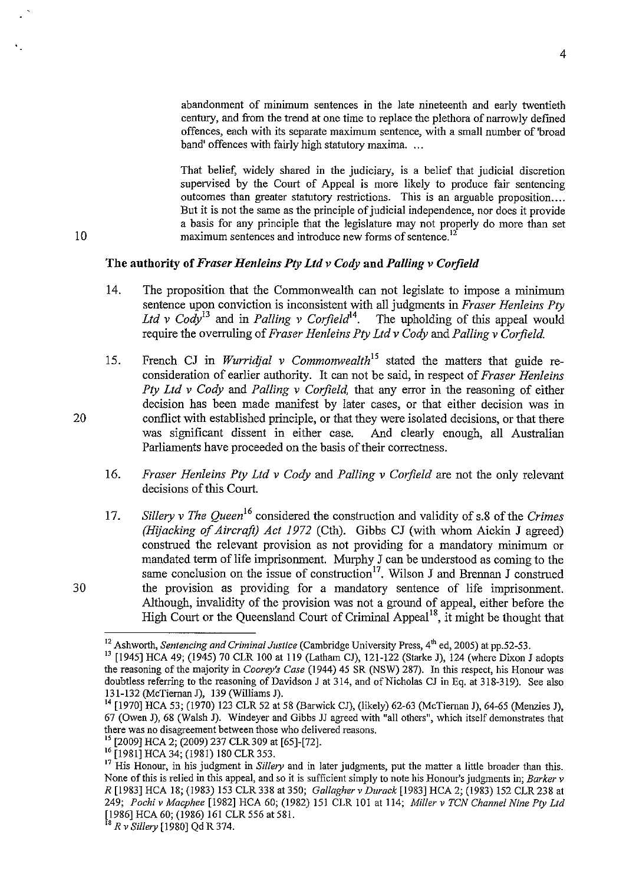abandonment of minimum sentences in the late nineteenth and early twentieth century, and from the trend at one time to replace the plethora of narrowly defined offences, each with its separate maximum sentence, with a small number of 'broad band' offences with fairly high statutory maxima. ...

That belief, widely shared in the judiciary, is a belief that judicial discretion supervised by the Court of Appeal is more likely to produce fair sentencing outcomes than greater statutory restrictions. This is an arguable proposition.... But it is not the same as the principle of judicial independence, nor does it provide a basis for any principle that the legislature may not properly do more than set maximum sentences and introduce new forms of sentence.[12]

### The authority of *Fraser Henleins Pty Ltd v Cody* and *Palling v Corfield*

14. The proposition that the Commonwealth can not legislate to impose a minimum sentence upon conviction is inconsistent with all judgments in *Fraser Henleins Pty Ltd v Cody*[13] and in *Palling v Corfield*[14]. The upholding of this appeal would require the overruling of *Fraser Henleins Pty Ltd v Cody* and *Palling v Corfield.*

15. French CJ in *Wurridjal v Commonwealth*[15] stated the matters that guide re-consideration of earlier authority. It can not be said, in respect of *Fraser Henleins Pty Ltd v Cody* and *Palling v Corfield,* that any error in the reasoning of either decision has been made manifest by later cases, or that either decision was in conflict with established principle, or that they were isolated decisions, or that there was significant dissent in either case. And clearly enough, all Australian Parliaments have proceeded on the basis of their correctness.

16. *Fraser Henleins Pty Ltd v Cody* and *Palling v Corfield* are not the only relevant decisions of this Court.

17. *Sillery v The Queen*[16] considered the construction and validity of s.8 of the *Crimes (Hijacking of Aircraft) Act 1972* (Cth). Gibbs CJ (with whom Aickin J agreed) construed the relevant provision as not providing for a mandatory minimum or mandated term of life imprisonment. Murphy J can be understood as coming to the same conclusion on the issue of construction[17]. Wilson J and Brennan J construed the provision as providing for a mandatory sentence of life imprisonment. Although, invalidity of the provision was not a ground of appeal, either before the High Court or the Queensland Court of Criminal Appeal[18], it might be thought that

---

[12] Ashworth, *Sentencing and Criminal Justice* (Cambridge University Press, 4th ed, 2005) at pp.52-53.

[13] [1945] HCA 49; (1945) 70 CLR 100 at 119 (Latham CJ), 121-122 (Starke J), 124 (where Dixon J adopts the reasoning of the majority in *Coorey's Case* (1944) 45 SR (NSW) 287). In this respect, his Honour was doubtless referring to the reasoning of Davidson J at 314, and of Nicholas CJ in Eq. at 318-319). See also 131-132 (McTiernan J), 139 (Williams J).

[14] [1970] HCA 53; (1970) 123 CLR 52 at 58 (Barwick CJ), (likely) 62-63 (McTiernan J), 64-65 (Menzies J), 67 (Owen J), 68 (Walsh J). Windeyer and Gibbs JJ agreed with "all others", which itself demonstrates that there was no disagreement between those who delivered reasons.

[15] [2009] HCA 2; (2009) 237 CLR 309 at [65]-[72].

[16] [1981] HCA 34; (1981) 180 CLR 353.

[17] His Honour, in his judgment in *Sillery* and in later judgments, put the matter a little broader than this. None of this is relied in this appeal, and so it is sufficient simply to note his Honour's judgments in; *Barker v R* [1983] HCA 18; (1983) 153 CLR 338 at 350; *Gallagher v Durack* [1983] HCA 2; (1983) 152 CLR 238 at 249; *Pochi v Macphee* [1982] HCA 60; (1982) 151 CLR 101 at 114; *Miller v TCN Channel Nine Pty Ltd* [1986] HCA 60; (1986) 161 CLR 556 at 581.

[18] *R v Sillery* [1980] Qd R 374.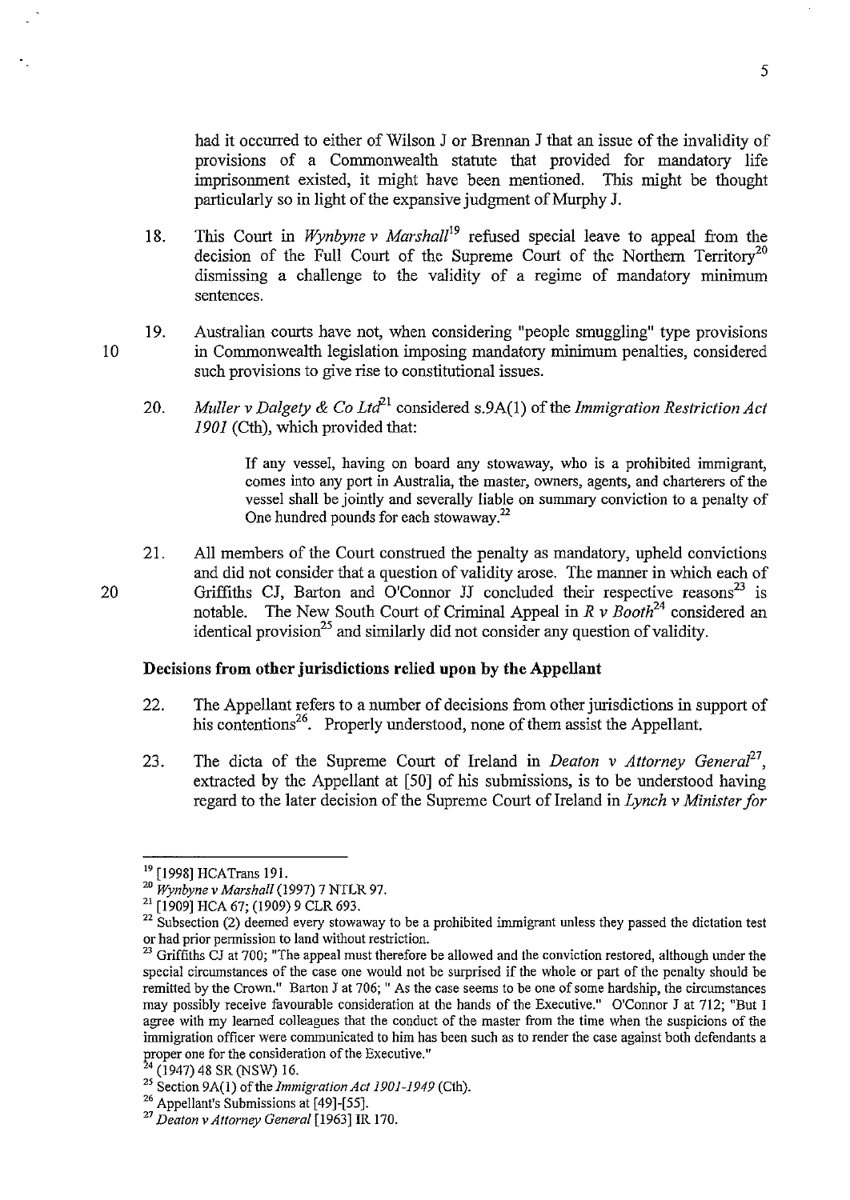had it occurred to either of Wilson J or Brennan J that an issue of the invalidity of provisions of a Commonwealth statute that provided for mandatory life imprisonment existed, it might have been mentioned. This might be thought particularly so in light of the expansive judgment of Murphy J.

18. This Court in *Wynbyne v Marshall*[19] refused special leave to appeal from the decision of the Full Court of the Supreme Court of the Northern Territory[20] dismissing a challenge to the validity of a regime of mandatory minimum sentences.

19. Australian courts have not, when considering "people smuggling" type provisions in Commonwealth legislation imposing mandatory minimum penalties, considered such provisions to give rise to constitutional issues.

20. *Muller v Dalgety & Co Ltd*[21] considered s.9A(1) of the *Immigration Restriction Act 1901* (Cth), which provided that:

> If any vessel, having on board any stowaway, who is a prohibited immigrant, comes into any port in Australia, the master, owners, agents, and charterers of the vessel shall be jointly and severally liable on summary conviction to a penalty of One hundred pounds for each stowaway.[22]

21. All members of the Court construed the penalty as mandatory, upheld convictions and did not consider that a question of validity arose. The manner in which each of Griffiths CJ, Barton and O'Connor JJ concluded their respective reasons[23] is notable. The New South Court of Criminal Appeal in *R v Booth*[24] considered an identical provision[25] and similarly did not consider any question of validity.

### Decisions from other jurisdictions relied upon by the Appellant

22. The Appellant refers to a number of decisions from other jurisdictions in support of his contentions[26]. Properly understood, none of them assist the Appellant.

23. The dicta of the Supreme Court of Ireland in *Deaton v Attorney General*[27], extracted by the Appellant at [50] of his submissions, is to be understood having regard to the later decision of the Supreme Court of Ireland in *Lynch v Minister for*

---

[19] [1998] HCATrans 191.

[20] *Wynbyne v Marshall* (1997) 7 NTLR 97.

[21] [1909] HCA 67; (1909) 9 CLR 693.

[22] Subsection (2) deemed every stowaway to be a prohibited immigrant unless they passed the dictation test or had prior permission to land without restriction.

[23] Griffiths CJ at 700; "The appeal must therefore be allowed and the conviction restored, although under the special circumstances of the case one would not be surprised if the whole or part of the penalty should be remitted by the Crown." Barton J at 706; " As the case seems to be one of some hardship, the circumstances may possibly receive favourable consideration at the hands of the Executive." O'Connor J at 712; "But I agree with my learned colleagues that the conduct of the master from the time when the suspicions of the immigration officer were communicated to him has been such as to render the case against both defendants a proper one for the consideration of the Executive."

[24] (1947) 48 SR (NSW) 16.

[25] Section 9A(1) of the *Immigration Act 1901-1949* (Cth).

[26] Appellant's Submissions at [49]-[55].

[27] *Deaton v Attorney General* [1963] IR 170.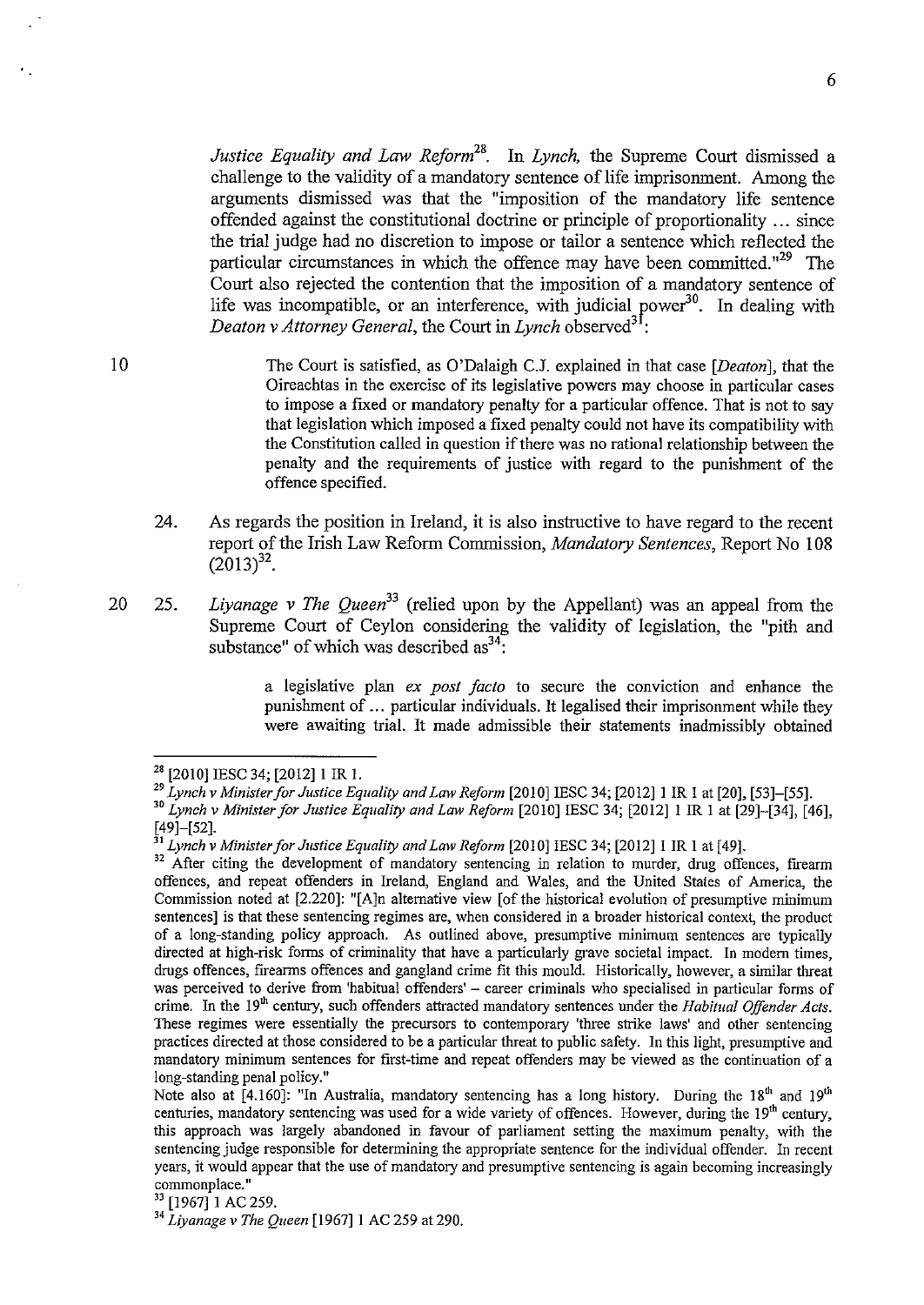*Justice Equality and Law Reform*[28]. In *Lynch,* the Supreme Court dismissed a challenge to the validity of a mandatory sentence of life imprisonment. Among the arguments dismissed was that the "imposition of the mandatory life sentence offended against the constitutional doctrine or principle of proportionality ... since the trial judge had no discretion to impose or tailor a sentence which reflected the particular circumstances in which the offence may have been committed."[29] The Court also rejected the contention that the imposition of a mandatory sentence of life was incompatible, or an interference, with judicial power[30]. In dealing with *Deaton v Attorney General*, the Court in *Lynch* observed[31]:

> The Court is satisfied, as O'Dalaigh C.J. explained in that case [*Deaton*], that the Oireachtas in the exercise of its legislative powers may choose in particular cases to impose a fixed or mandatory penalty for a particular offence. That is not to say that legislation which imposed a fixed penalty could not have its compatibility with the Constitution called in question if there was no rational relationship between the penalty and the requirements of justice with regard to the punishment of the offence specified.

24. As regards the position in Ireland, it is also instructive to have regard to the recent report of the Irish Law Reform Commission, *Mandatory Sentences*, Report No 108 (2013)[32].

25. *Liyanage v The Queen*[33] (relied upon by the Appellant) was an appeal from the Supreme Court of Ceylon considering the validity of legislation, the "pith and substance" of which was described as[34]:

> a legislative plan *ex post facto* to secure the conviction and enhance the punishment of ... particular individuals. It legalised their imprisonment while they were awaiting trial. It made admissible their statements inadmissibly obtained

---

[28] [2010] IESC 34; [2012] 1 IR 1.

[29] *Lynch v Minister for Justice Equality and Law Reform* [2010] IESC 34; [2012] 1 IR 1 at [20], [53]–[55].

[30] *Lynch v Minister for Justice Equality and Law Reform* [2010] IESC 34; [2012] 1 IR 1 at [29]–[34], [46], [49]–[52].

[31] *Lynch v Minister for Justice Equality and Law Reform* [2010] IESC 34; [2012] 1 IR 1 at [49].

[32] After citing the development of mandatory sentencing in relation to murder, drug offences, firearm offences, and repeat offenders in Ireland, England and Wales, and the United States of America, the Commission noted at [2.220]: "[A]n alternative view [of the historical evolution of presumptive minimum sentences] is that these sentencing regimes are, when considered in a broader historical context, the product of a long-standing policy approach. As outlined above, presumptive minimum sentences are typically directed at high-risk forms of criminality that have a particularly grave societal impact. In modern times, drugs offences, firearms offences and gangland crime fit this mould. Historically, however, a similar threat was perceived to derive from 'habitual offenders' – career criminals who specialised in particular forms of crime. In the 19th century, such offenders attracted mandatory sentences under the *Habitual Offender Acts*. These regimes were essentially the precursors to contemporary 'three strike laws' and other sentencing practices directed at those considered to be a particular threat to public safety. In this light, presumptive and mandatory minimum sentences for first-time and repeat offenders may be viewed as the continuation of a long-standing penal policy."
Note also at [4.160]: "In Australia, mandatory sentencing has a long history. During the 18th and 19th centuries, mandatory sentencing was used for a wide variety of offences. However, during the 19th century, this approach was largely abandoned in favour of parliament setting the maximum penalty, with the sentencing judge responsible for determining the appropriate sentence for the individual offender. In recent years, it would appear that the use of mandatory and presumptive sentencing is again becoming increasingly commonplace."

[33] [1967] 1 AC 259.

[34] *Liyanage v The Queen* [1967] 1 AC 259 at 290.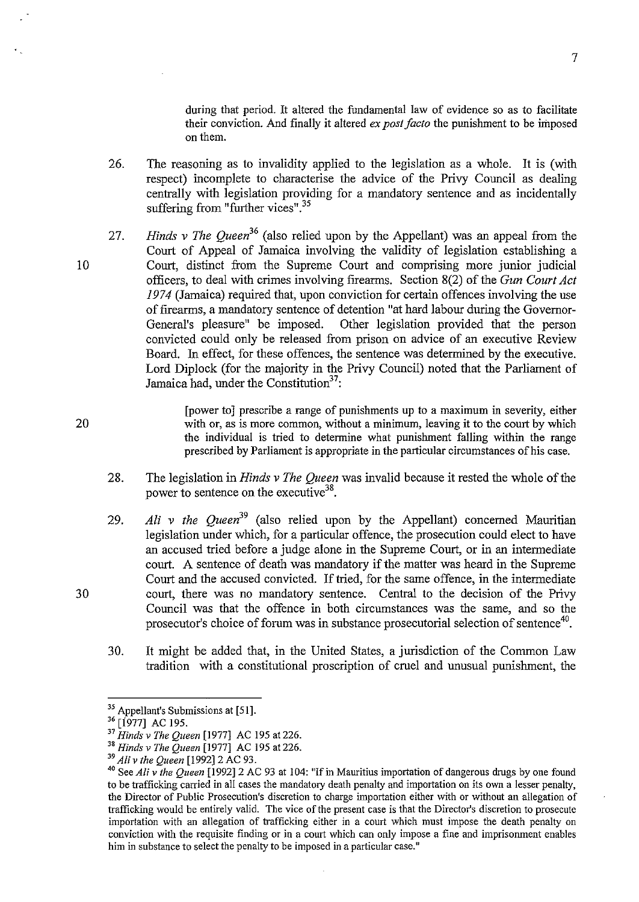> during that period. It altered the fundamental law of evidence so as to facilitate their conviction. And finally it altered *ex post facto* the punishment to be imposed on them.

26. The reasoning as to invalidity applied to the legislation as a whole. It is (with respect) incomplete to characterise the advice of the Privy Council as dealing centrally with legislation providing for a mandatory sentence and as incidentally suffering from "further vices".[35]

27. *Hinds v The Queen*[36] (also relied upon by the Appellant) was an appeal from the Court of Appeal of Jamaica involving the validity of legislation establishing a Court, distinct from the Supreme Court and comprising more junior judicial officers, to deal with crimes involving firearms. Section 8(2) of the *Gun Court Act 1974* (Jamaica) required that, upon conviction for certain offences involving the use of firearms, a mandatory sentence of detention "at hard labour during the Governor-General's pleasure" be imposed. Other legislation provided that the person convicted could only be released from prison on advice of an executive Review Board. In effect, for these offences, the sentence was determined by the executive. Lord Diplock (for the majority in the Privy Council) noted that the Parliament of Jamaica had, under the Constitution[37]:

> [power to] prescribe a range of punishments up to a maximum in severity, either with or, as is more common, without a minimum, leaving it to the court by which the individual is tried to determine what punishment falling within the range prescribed by Parliament is appropriate in the particular circumstances of his case.

28. The legislation in *Hinds v The Queen* was invalid because it rested the whole of the power to sentence on the executive[38].

29. *Ali v the Queen*[39] (also relied upon by the Appellant) concerned Mauritian legislation under which, for a particular offence, the prosecution could elect to have an accused tried before a judge alone in the Supreme Court, or in an intermediate court. A sentence of death was mandatory if the matter was heard in the Supreme Court and the accused convicted. If tried, for the same offence, in the intermediate court, there was no mandatory sentence. Central to the decision of the Privy Council was that the offence in both circumstances was the same, and so the prosecutor's choice of forum was in substance prosecutorial selection of sentence[40].

30. It might be added that, in the United States, a jurisdiction of the Common Law tradition with a constitutional proscription of cruel and unusual punishment, the

---

[35] Appellant's Submissions at [51].

[36] [1977] AC 195.

[37] *Hinds v The Queen* [1977] AC 195 at 226.

[38] *Hinds v The Queen* [1977] AC 195 at 226.

[39] *Ali v the Queen* [1992] 2 AC 93.

[40] See *Ali v the Queen* [1992] 2 AC 93 at 104: "If in Mauritius importation of dangerous drugs by one found to be trafficking carried in all cases the mandatory death penalty and importation on its own a lesser penalty, the Director of Public Prosecution's discretion to charge importation either with or without an allegation of trafficking would be entirely valid. The vice of the present case is that the Director's discretion to prosecute importation with an allegation of trafficking either in a court which must impose the death penalty on conviction with the requisite finding or in a court which can only impose a fine and imprisonment enables him in substance to select the penalty to be imposed in a particular case."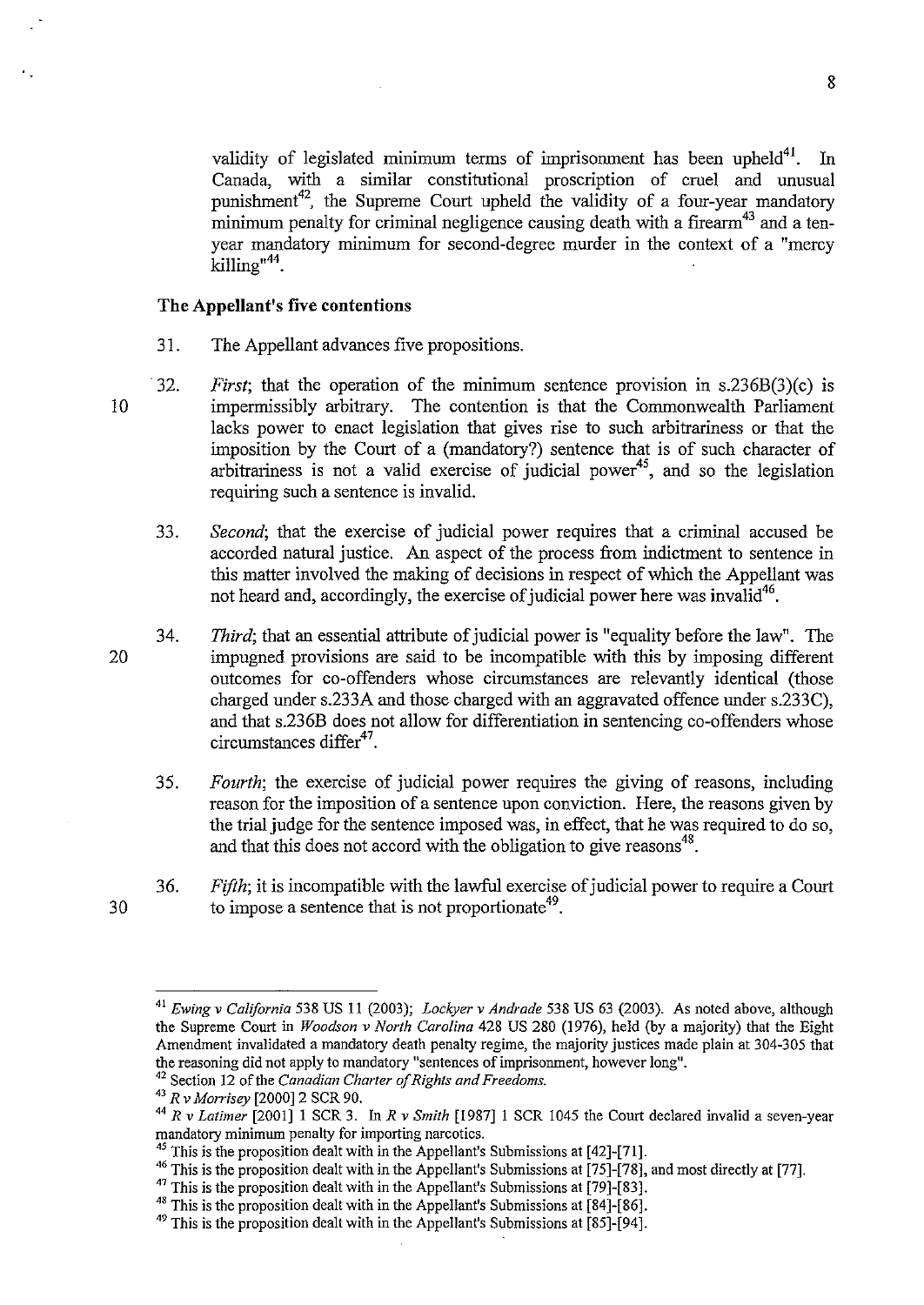validity of legislated minimum terms of imprisonment has been upheld[41]. In Canada, with a similar constitutional proscription of cruel and unusual punishment[42], the Supreme Court upheld the validity of a four-year mandatory minimum penalty for criminal negligence causing death with a firearm[43] and a ten-year mandatory minimum for second-degree murder in the context of a "mercy killing"[44].

### The Appellant's five contentions

31. The Appellant advances five propositions.

32. *First*; that the operation of the minimum sentence provision in s.236B(3)(c) is impermissibly arbitrary. The contention is that the Commonwealth Parliament lacks power to enact legislation that gives rise to such arbitrariness or that the imposition by the Court of a (mandatory?) sentence that is of such character of arbitrariness is not a valid exercise of judicial power[45], and so the legislation requiring such a sentence is invalid.

33. *Second*; that the exercise of judicial power requires that a criminal accused be accorded natural justice. An aspect of the process from indictment to sentence in this matter involved the making of decisions in respect of which the Appellant was not heard and, accordingly, the exercise of judicial power here was invalid[46].

34. *Third*; that an essential attribute of judicial power is "equality before the law". The impugned provisions are said to be incompatible with this by imposing different outcomes for co-offenders whose circumstances are relevantly identical (those charged under s.233A and those charged with an aggravated offence under s.233C), and that s.236B does not allow for differentiation in sentencing co-offenders whose circumstances differ[47].

35. *Fourth*; the exercise of judicial power requires the giving of reasons, including reason for the imposition of a sentence upon conviction. Here, the reasons given by the trial judge for the sentence imposed was, in effect, that he was required to do so, and that this does not accord with the obligation to give reasons[48].

36. *Fifth*; it is incompatible with the lawful exercise of judicial power to require a Court to impose a sentence that is not proportionate[49].

---

[41] *Ewing v California* 538 US 11 (2003); *Lockyer v Andrade* 538 US 63 (2003). As noted above, although the Supreme Court in *Woodson v North Carolina* 428 US 280 (1976), held (by a majority) that the Eight Amendment invalidated a mandatory death penalty regime, the majority justices made plain at 304-305 that the reasoning did not apply to mandatory "sentences of imprisonment, however long".

[42] Section 12 of the *Canadian Charter of Rights and Freedoms*.

[43] *R v Morrisey* [2000] 2 SCR 90.

[44] *R v Latimer* [2001] 1 SCR 3. In *R v Smith* [1987] 1 SCR 1045 the Court declared invalid a seven-year mandatory minimum penalty for importing narcotics.

[45] This is the proposition dealt with in the Appellant's Submissions at [42]-[71].

[46] This is the proposition dealt with in the Appellant's Submissions at [75]-[78], and most directly at [77].

[47] This is the proposition dealt with in the Appellant's Submissions at [79]-[83].

[48] This is the proposition dealt with in the Appellant's Submissions at [84]-[86].

[49] This is the proposition dealt with in the Appellant's Submissions at [85]-[94].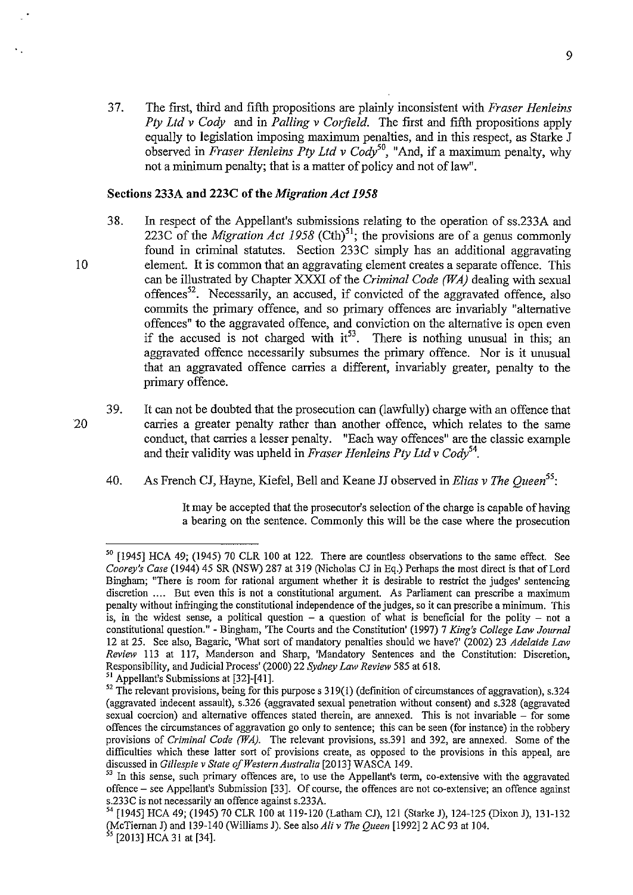37. The first, third and fifth propositions are plainly inconsistent with *Fraser Henleins Pty Ltd v Cody* and in *Palling v Corfield*. The first and fifth propositions apply equally to legislation imposing maximum penalties, and in this respect, as Starke J observed in *Fraser Henleins Pty Ltd v Cody*[50], "And, if a maximum penalty, why not a minimum penalty; that is a matter of policy and not of law".

### Sections 233A and 223C of the *Migration Act 1958*

38. In respect of the Appellant's submissions relating to the operation of ss.233A and 223C of the *Migration Act 1958* (Cth)[51]; the provisions are of a genus commonly found in criminal statutes. Section 233C simply has an additional aggravating element. It is common that an aggravating element creates a separate offence. This can be illustrated by Chapter XXXI of the *Criminal Code (WA)* dealing with sexual offences[52]. Necessarily, an accused, if convicted of the aggravated offence, also commits the primary offence, and so primary offences are invariably "alternative offences" to the aggravated offence, and conviction on the alternative is open even if the accused is not charged with it[53]. There is nothing unusual in this; an aggravated offence necessarily subsumes the primary offence. Nor is it unusual that an aggravated offence carries a different, invariably greater, penalty to the primary offence.

39. It can not be doubted that the prosecution can (lawfully) charge with an offence that carries a greater penalty rather than another offence, which relates to the same conduct, that carries a lesser penalty. "Each way offences" are the classic example and their validity was upheld in *Fraser Henleins Pty Ltd v Cody*[54].

40. As French CJ, Hayne, Kiefel, Bell and Keane JJ observed in *Elias v The Queen*[55]:

> It may be accepted that the prosecutor's selection of the charge is capable of having a bearing on the sentence. Commonly this will be the case where the prosecution

---

[50] [1945] HCA 49; (1945) 70 CLR 100 at 122. There are countless observations to the same effect. See *Coorey's Case* (1944) 45 SR (NSW) 287 at 319 (Nicholas CJ in Eq.) Perhaps the most direct is that of Lord Bingham; "There is room for rational argument whether it is desirable to restrict the judges' sentencing discretion .... But even this is not a constitutional argument. As Parliament can prescribe a maximum penalty without infringing the constitutional independence of the judges, so it can prescribe a minimum. This is, in the widest sense, a political question – a question of what is beneficial for the polity – not a constitutional question." - Bingham, 'The Courts and the Constitution' (1997) 7 *King's College Law Journal* 12 at 25. See also, Bagaric, 'What sort of mandatory penalties should we have?' (2002) 23 *Adelaide Law Review* 113 at 117, Manderson and Sharp, 'Mandatory Sentences and the Constitution: Discretion, Responsibility, and Judicial Process' (2000) 22 *Sydney Law Review* 585 at 618.

[51] Appellant's Submissions at [32]-[41].

[52] The relevant provisions, being for this purpose s 319(1) (definition of circumstances of aggravation), s.324 (aggravated indecent assault), s.326 (aggravated sexual penetration without consent) and s.328 (aggravated sexual coercion) and alternative offences stated therein, are annexed. This is not invariable – for some offences the circumstances of aggravation go only to sentence; this can be seen (for instance) in the robbery provisions of *Criminal Code (WA)*. The relevant provisions, ss.391 and 392, are annexed. Some of the difficulties which these latter sort of provisions create, as opposed to the provisions in this appeal, are discussed in *Gillespie v State of Western Australia* [2013] WASCA 149.

[53] In this sense, such primary offences are, to use the Appellant's term, co-extensive with the aggravated offence – see Appellant's Submission [33]. Of course, the offences are not co-extensive; an offence against s.233C is not necessarily an offence against s.233A.

[54] [1945] HCA 49; (1945) 70 CLR 100 at 119-120 (Latham CJ), 121 (Starke J), 124-125 (Dixon J), 131-132 (McTiernan J) and 139-140 (Williams J). See also *Ali v The Queen* [1992] 2 AC 93 at 104.

[55] [2013] HCA 31 at [34].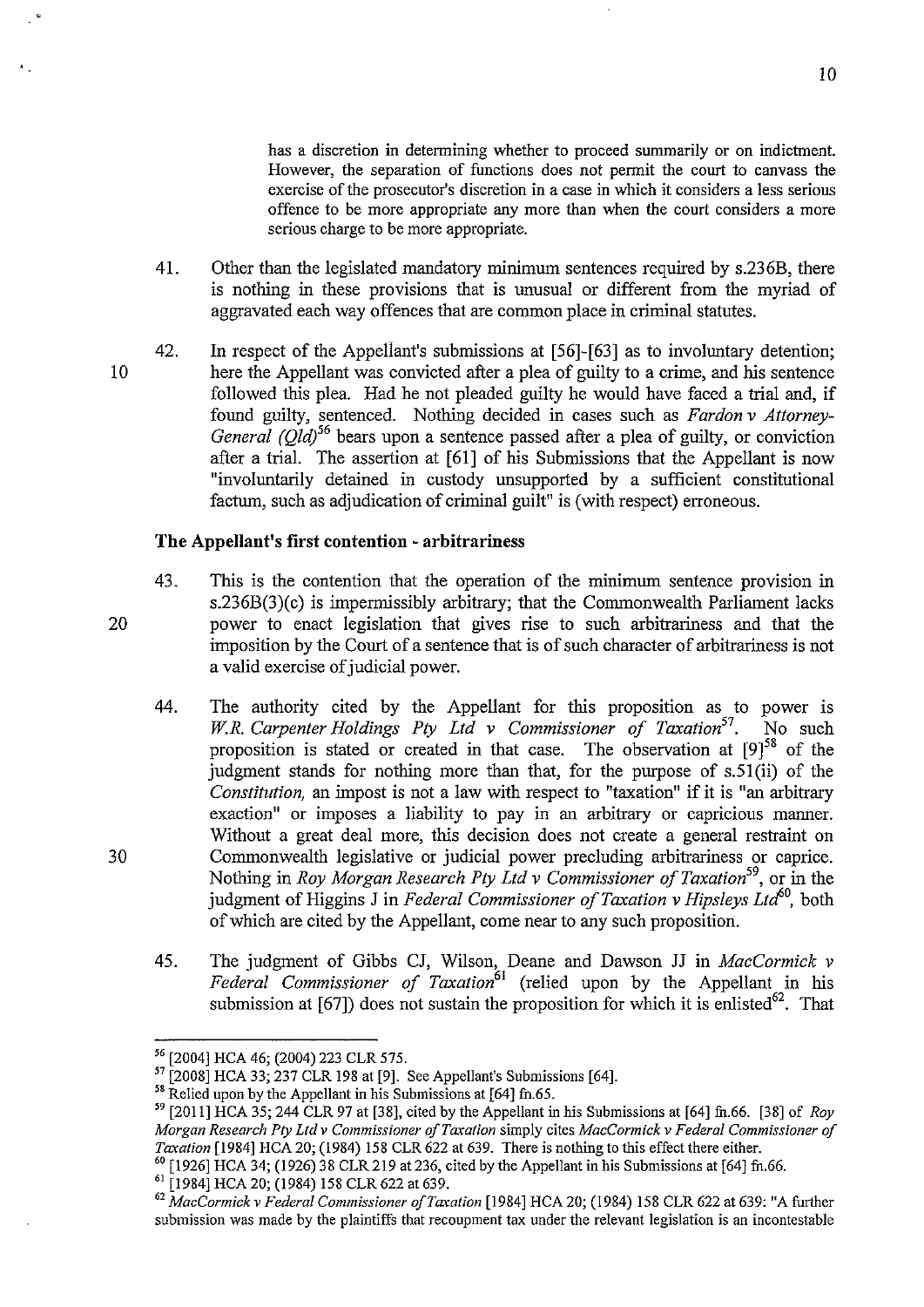has a discretion in determining whether to proceed summarily or on indictment. However, the separation of functions does not permit the court to canvass the exercise of the prosecutor's discretion in a case in which it considers a less serious offence to be more appropriate any more than when the court considers a more serious charge to be more appropriate.

41. Other than the legislated mandatory minimum sentences required by s.236B, there is nothing in these provisions that is unusual or different from the myriad of aggravated each way offences that are common place in criminal statutes.

42. In respect of the Appellant's submissions at [56]-[63] as to involuntary detention; here the Appellant was convicted after a plea of guilty to a crime, and his sentence followed this plea. Had he not pleaded guilty he would have faced a trial and, if found guilty, sentenced. Nothing decided in cases such as *Fardon v Attorney-General (Qld)*[56] bears upon a sentence passed after a plea of guilty, or conviction after a trial. The assertion at [61] of his Submissions that the Appellant is now "involuntarily detained in custody unsupported by a sufficient constitutional factum, such as adjudication of criminal guilt" is (with respect) erroneous.

### The Appellant's first contention - arbitrariness

43. This is the contention that the operation of the minimum sentence provision in s.236B(3)(c) is impermissibly arbitrary; that the Commonwealth Parliament lacks power to enact legislation that gives rise to such arbitrariness and that the imposition by the Court of a sentence that is of such character of arbitrariness is not a valid exercise of judicial power.

44. The authority cited by the Appellant for this proposition as to power is *W.R. Carpenter Holdings Pty Ltd v Commissioner of Taxation*[57]. No such proposition is stated or created in that case. The observation at [9][58] of the judgment stands for nothing more than that, for the purpose of s.51(ii) of the *Constitution,* an impost is not a law with respect to "taxation" if it is "an arbitrary exaction" or imposes a liability to pay in an arbitrary or capricious manner. Without a great deal more, this decision does not create a general restraint on Commonwealth legislative or judicial power precluding arbitrariness or caprice. Nothing in *Roy Morgan Research Pty Ltd v Commissioner of Taxation*[59], or in the judgment of Higgins J in *Federal Commissioner of Taxation v Hipsleys Ltd*[60], both of which are cited by the Appellant, come near to any such proposition.

45. The judgment of Gibbs CJ, Wilson, Deane and Dawson JJ in *MacCormick v Federal Commissioner of Taxation*[61] (relied upon by the Appellant in his submission at [67]) does not sustain the proposition for which it is enlisted[62]. That

---

[56] [2004] HCA 46; (2004) 223 CLR 575.

[57] [2008] HCA 33; 237 CLR 198 at [9]. See Appellant's Submissions [64].

[58] Relied upon by the Appellant in his Submissions at [64] fn.65.

[59] [2011] HCA 35; 244 CLR 97 at [38], cited by the Appellant in his Submissions at [64] fn.66. [38] of *Roy Morgan Research Pty Ltd v Commissioner of Taxation* simply cites *MacCormick v Federal Commissioner of Taxation* [1984] HCA 20; (1984) 158 CLR 622 at 639. There is nothing to this effect there either.

[60] [1926] HCA 34; (1926) 38 CLR 219 at 236, cited by the Appellant in his Submissions at [64] fn.66.

[61] [1984] HCA 20; (1984) 158 CLR 622 at 639.

[62] *MacCormick v Federal Commissioner of Taxation* [1984] HCA 20; (1984) 158 CLR 622 at 639: "A further submission was made by the plaintiffs that recoupment tax under the relevant legislation is an incontestable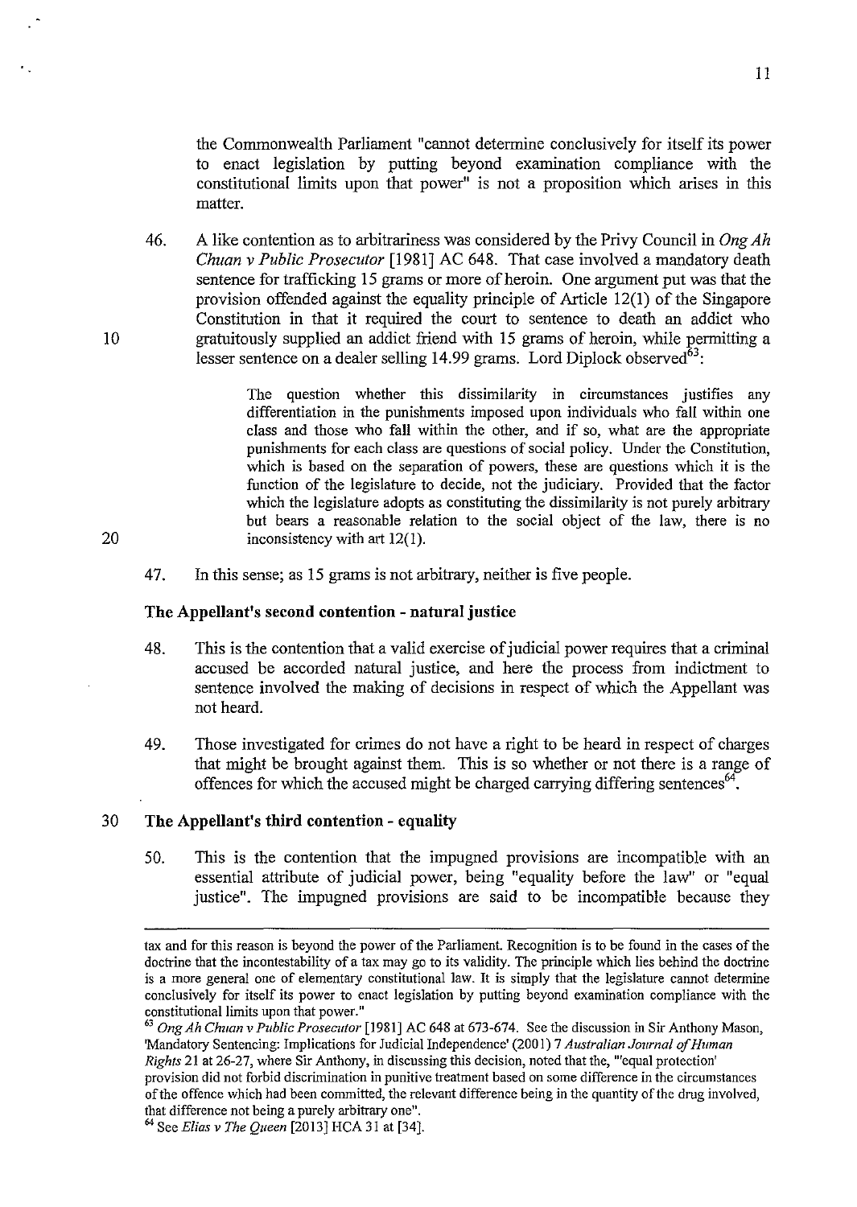the Commonwealth Parliament "cannot determine conclusively for itself its power to enact legislation by putting beyond examination compliance with the constitutional limits upon that power" is not a proposition which arises in this matter.

46. A like contention as to arbitrariness was considered by the Privy Council in *Ong Ah Chuan v Public Prosecutor* [1981] AC 648. That case involved a mandatory death sentence for trafficking 15 grams or more of heroin. One argument put was that the provision offended against the equality principle of Article 12(1) of the Singapore Constitution in that it required the court to sentence to death an addict who gratuitously supplied an addict friend with 15 grams of heroin, while permitting a lesser sentence on a dealer selling 14.99 grams. Lord Diplock observed[63]:

> The question whether this dissimilarity in circumstances justifies any differentiation in the punishments imposed upon individuals who fall within one class and those who fall within the other, and if so, what are the appropriate punishments for each class are questions of social policy. Under the Constitution, which is based on the separation of powers, these are questions which it is the function of the legislature to decide, not the judiciary. Provided that the factor which the legislature adopts as constituting the dissimilarity is not purely arbitrary but bears a reasonable relation to the social object of the law, there is no inconsistency with art 12(1).

47. In this sense; as 15 grams is not arbitrary, neither is five people.

### The Appellant's second contention - natural justice

48. This is the contention that a valid exercise of judicial power requires that a criminal accused be accorded natural justice, and here the process from indictment to sentence involved the making of decisions in respect of which the Appellant was not heard.

49. Those investigated for crimes do not have a right to be heard in respect of charges that might be brought against them. This is so whether or not there is a range of offences for which the accused might be charged carrying differing sentences[64].

### The Appellant's third contention - equality

50. This is the contention that the impugned provisions are incompatible with an essential attribute of judicial power, being "equality before the law" or "equal justice". The impugned provisions are said to be incompatible because they

---

tax and for this reason is beyond the power of the Parliament. Recognition is to be found in the cases of the doctrine that the incontestability of a tax may go to its validity. The principle which lies behind the doctrine is a more general one of elementary constitutional law. It is simply that the legislature cannot determine conclusively for itself its power to enact legislation by putting beyond examination compliance with the constitutional limits upon that power."

[63] *Ong Ah Chuan v Public Prosecutor* [1981] AC 648 at 673-674. See the discussion in Sir Anthony Mason, 'Mandatory Sentencing: Implications for Judicial Independence' (2001) 7 *Australian Journal of Human Rights* 21 at 26-27, where Sir Anthony, in discussing this decision, noted that the, "'equal protection' provision did not forbid discrimination in punitive treatment based on some difference in the circumstances of the offence which had been committed, the relevant difference being in the quantity of the drug involved, that difference not being a purely arbitrary one".

[64] See *Elias v The Queen* [2013] HCA 31 at [34].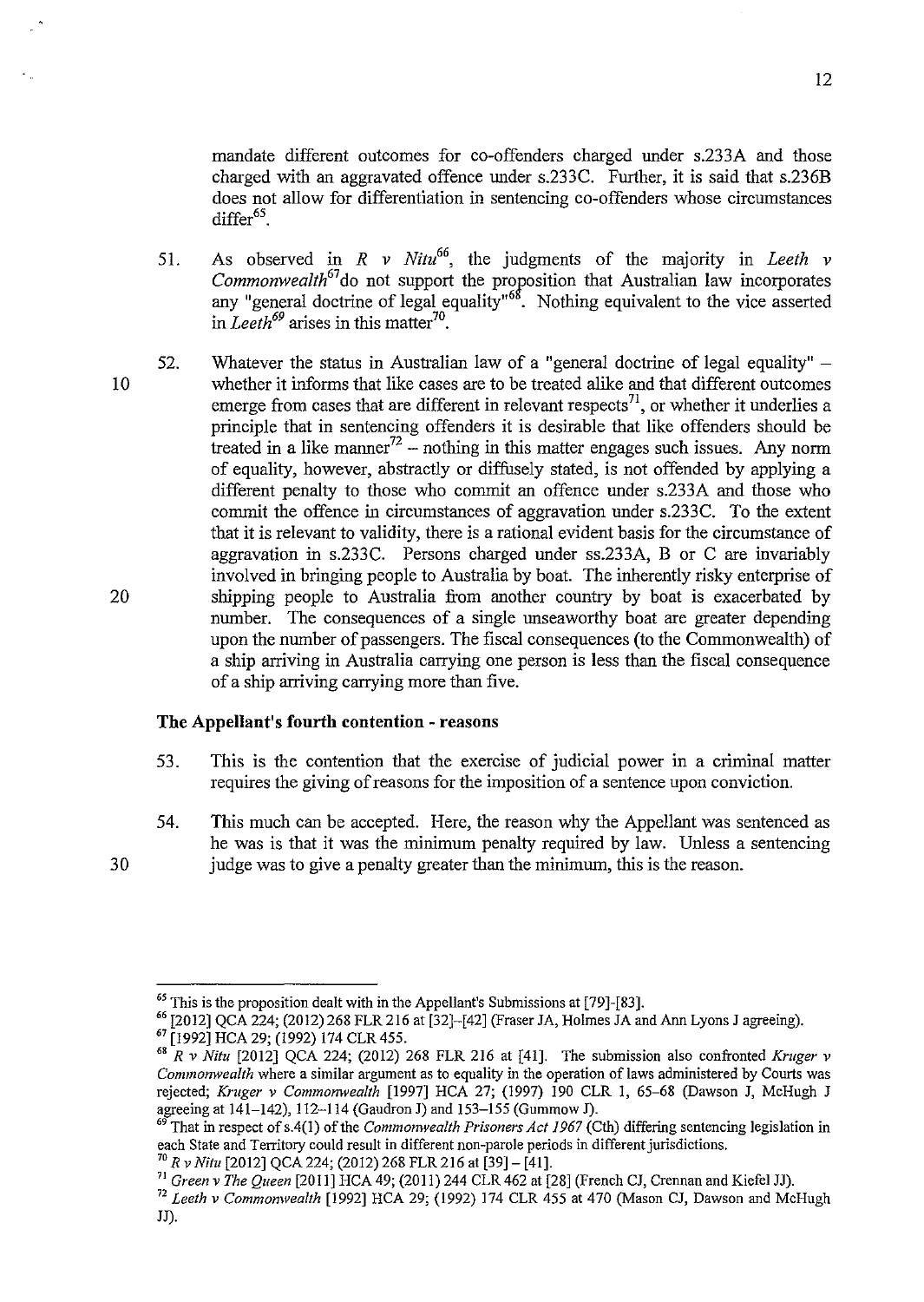mandate different outcomes for co-offenders charged under s.233A and those charged with an aggravated offence under s.233C. Further, it is said that s.236B does not allow for differentiation in sentencing co-offenders whose circumstances differ[65].

51. As observed in *R v Nitu*[66], the judgments of the majority in *Leeth v Commonwealth*[67] do not support the proposition that Australian law incorporates any "general doctrine of legal equality"[68]. Nothing equivalent to the vice asserted in *Leeth*[69] arises in this matter[70].

52. Whatever the status in Australian law of a "general doctrine of legal equality" – whether it informs that like cases are to be treated alike and that different outcomes emerge from cases that are different in relevant respects[71], or whether it underlies a principle that in sentencing offenders it is desirable that like offenders should be treated in a like manner[72] – nothing in this matter engages such issues. Any norm of equality, however, abstractly or diffusely stated, is not offended by applying a different penalty to those who commit an offence under s.233A and those who commit the offence in circumstances of aggravation under s.233C. To the extent that it is relevant to validity, there is a rational evident basis for the circumstance of aggravation in s.233C. Persons charged under ss.233A, B or C are invariably involved in bringing people to Australia by boat. The inherently risky enterprise of shipping people to Australia from another country by boat is exacerbated by number. The consequences of a single unseaworthy boat are greater depending upon the number of passengers. The fiscal consequences (to the Commonwealth) of a ship arriving in Australia carrying one person is less than the fiscal consequence of a ship arriving carrying more than five.

### The Appellant's fourth contention - reasons

53. This is the contention that the exercise of judicial power in a criminal matter requires the giving of reasons for the imposition of a sentence upon conviction.

54. This much can be accepted. Here, the reason why the Appellant was sentenced as he was is that it was the minimum penalty required by law. Unless a sentencing judge was to give a penalty greater than the minimum, this is the reason.

---

[65] This is the proposition dealt with in the Appellant's Submissions at [79]-[83].

[66] [2012] QCA 224; (2012) 268 FLR 216 at [32]-[42] (Fraser JA, Holmes JA and Ann Lyons J agreeing).

[67] [1992] HCA 29; (1992) 174 CLR 455.

[68] *R v Nitu* [2012] QCA 224; (2012) 268 FLR 216 at [41]. The submission also confronted *Kruger v Commonwealth* where a similar argument as to equality in the operation of laws administered by Courts was rejected; *Kruger v Commonwealth* [1997] HCA 27; (1997) 190 CLR 1, 65-68 (Dawson J, McHugh J agreeing at 141-142), 112-114 (Gaudron J) and 153-155 (Gummow J).

[69] That in respect of s.4(1) of the *Commonwealth Prisoners Act 1967* (Cth) differing sentencing legislation in each State and Territory could result in different non-parole periods in different jurisdictions.

[70] *R v Nitu* [2012] QCA 224; (2012) 268 FLR 216 at [39] – [41].

[71] *Green v The Queen* [2011] HCA 49; (2011) 244 CLR 462 at [28] (French CJ, Crennan and Kiefel JJ).

[72] *Leeth v Commonwealth* [1992] HCA 29; (1992) 174 CLR 455 at 470 (Mason CJ, Dawson and McHugh JJ).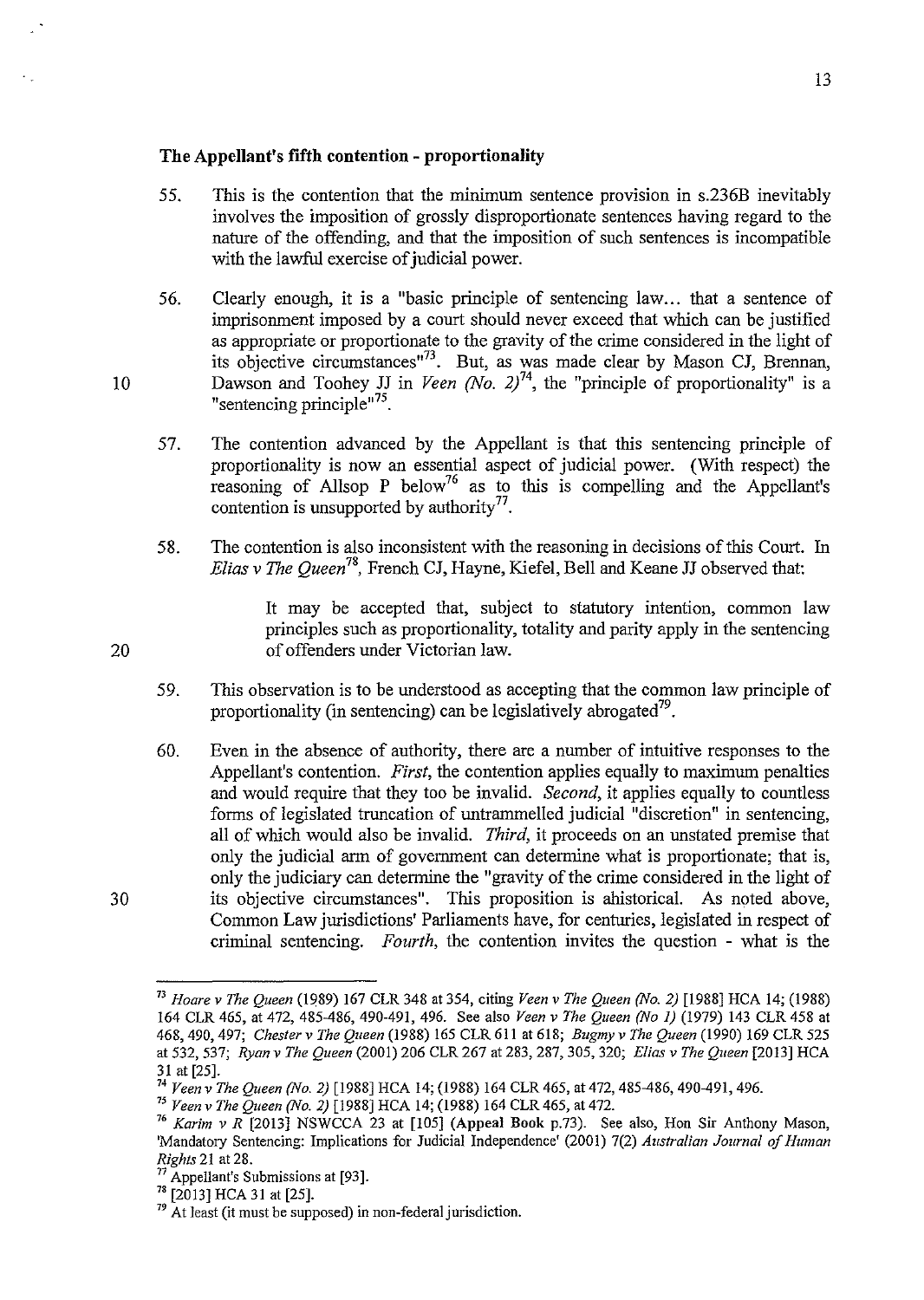## The Appellant's fifth contention - proportionality

55. This is the contention that the minimum sentence provision in s.236B inevitably involves the imposition of grossly disproportionate sentences having regard to the nature of the offending, and that the imposition of such sentences is incompatible with the lawful exercise of judicial power.

56. Clearly enough, it is a "basic principle of sentencing law... that a sentence of imprisonment imposed by a court should never exceed that which can be justified as appropriate or proportionate to the gravity of the crime considered in the light of its objective circumstances"[73]. But, as was made clear by Mason CJ, Brennan, Dawson and Toohey JJ in *Veen (No. 2)*[74], the "principle of proportionality" is a "sentencing principle"[75].

57. The contention advanced by the Appellant is that this sentencing principle of proportionality is now an essential aspect of judicial power. (With respect) the reasoning of Allsop P below[76] as to this is compelling and the Appellant's contention is unsupported by authority[77].

58. The contention is also inconsistent with the reasoning in decisions of this Court. In *Elias v The Queen*[78], French CJ, Hayne, Kiefel, Bell and Keane JJ observed that:

> It may be accepted that, subject to statutory intention, common law principles such as proportionality, totality and parity apply in the sentencing of offenders under Victorian law.

59. This observation is to be understood as accepting that the common law principle of proportionality (in sentencing) can be legislatively abrogated[79].

60. Even in the absence of authority, there are a number of intuitive responses to the Appellant's contention. *First*, the contention applies equally to maximum penalties and would require that they too be invalid. *Second*, it applies equally to countless forms of legislated truncation of untrammelled judicial "discretion" in sentencing, all of which would also be invalid. *Third*, it proceeds on an unstated premise that only the judicial arm of government can determine what is proportionate; that is, only the judiciary can determine the "gravity of the crime considered in the light of its objective circumstances". This proposition is ahistorical. As noted above, Common Law jurisdictions' Parliaments have, for centuries, legislated in respect of criminal sentencing. *Fourth*, the contention invites the question - what is the

---

[73] *Hoare v The Queen* (1989) 167 CLR 348 at 354, citing *Veen v The Queen (No. 2)* [1988] HCA 14; (1988) 164 CLR 465, at 472, 485-486, 490-491, 496. See also *Veen v The Queen (No 1)* (1979) 143 CLR 458 at 468, 490, 497; *Chester v The Queen* (1988) 165 CLR 611 at 618; *Bugmy v The Queen* (1990) 169 CLR 525 at 532, 537; *Ryan v The Queen* (2001) 206 CLR 267 at 283, 287, 305, 320; *Elias v The Queen* [2013] HCA 31 at [25].

[74] *Veen v The Queen (No. 2)* [1988] HCA 14; (1988) 164 CLR 465, at 472, 485-486, 490-491, 496.

[75] *Veen v The Queen (No. 2)* [1988] HCA 14; (1988) 164 CLR 465, at 472.

[76] *Karim v R* [2013] NSWCCA 23 at [105] **(Appeal Book p.73)**. See also, Hon Sir Anthony Mason, 'Mandatory Sentencing: Implications for Judicial Independence' (2001) 7(2) *Australian Journal of Human Rights* 21 at 28.

[77] Appellant's Submissions at [93].

[78] [2013] HCA 31 at [25].

[79] At least (it must be supposed) in non-federal jurisdiction.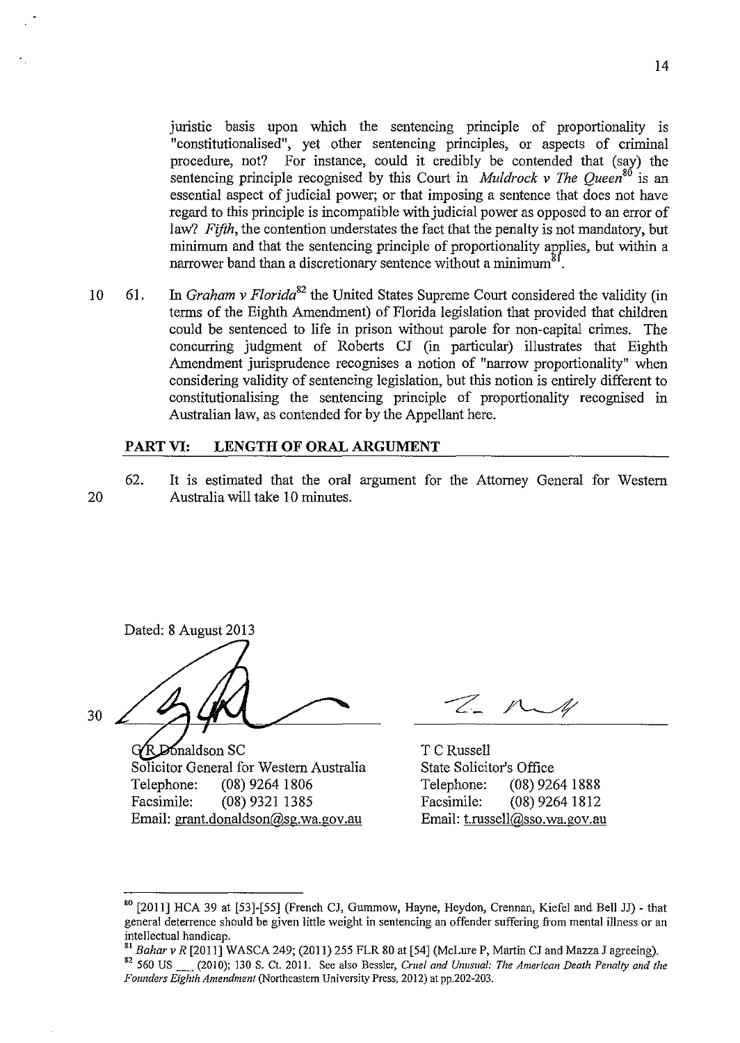juristic basis upon which the sentencing principle of proportionality is "constitutionalised", yet other sentencing principles, or aspects of criminal procedure, not? For instance, could it credibly be contended that (say) the sentencing principle recognised by this Court in *Muldrock v The Queen*[80] is an essential aspect of judicial power; or that imposing a sentence that does not have regard to this principle is incompatible with judicial power as opposed to an error of law? *Fifth*, the contention understates the fact that the penalty is not mandatory, but minimum and that the sentencing principle of proportionality applies, but within a narrower band than a discretionary sentence without a minimum[81].

61. In *Graham v Florida*[82] the United States Supreme Court considered the validity (in terms of the Eighth Amendment) of Florida legislation that provided that children could be sentenced to life in prison without parole for non-capital crimes. The concurring judgment of Roberts CJ (in particular) illustrates that Eighth Amendment jurisprudence recognises a notion of "narrow proportionality" when considering validity of sentencing legislation, but this notion is entirely different to constitutionalising the sentencing principle of proportionality recognised in Australian law, as contended for by the Appellant here.

## PART VI: LENGTH OF ORAL ARGUMENT

62. It is estimated that the oral argument for the Attorney General for Western Australia will take 10 minutes.

Dated: 8 August 2013

| | |
|---|---|
| G R Donaldson SC | T C Russell |
| Solicitor General for Western Australia | State Solicitor's Office |
| Telephone: (08) 9264 1806 | Telephone: (08) 9264 1888 |
| Facsimile: (08) 9321 1385 | Facsimile: (08) 9264 1812 |
| Email: grant.donaldson@sg.wa.gov.au | Email: t.russell@sso.wa.gov.au |

---

[80] [2011] HCA 39 at [53]-[55] (French CJ, Gummow, Hayne, Heydon, Crennan, Kiefel and Bell JJ) - that general deterrence should be given little weight in sentencing an offender suffering from mental illness or an intellectual handicap.

[81] *Bahar v R* [2011] WASCA 249; (2011) 255 FLR 80 at [54] (McLure P, Martin CJ and Mazza J agreeing).

[82] 560 US ___ (2010); 130 S. Ct. 2011. See also Bessler, *Cruel and Unusual: The American Death Penalty and the Founders Eighth Amendment* (Northeastern University Press, 2012) at pp.202-203.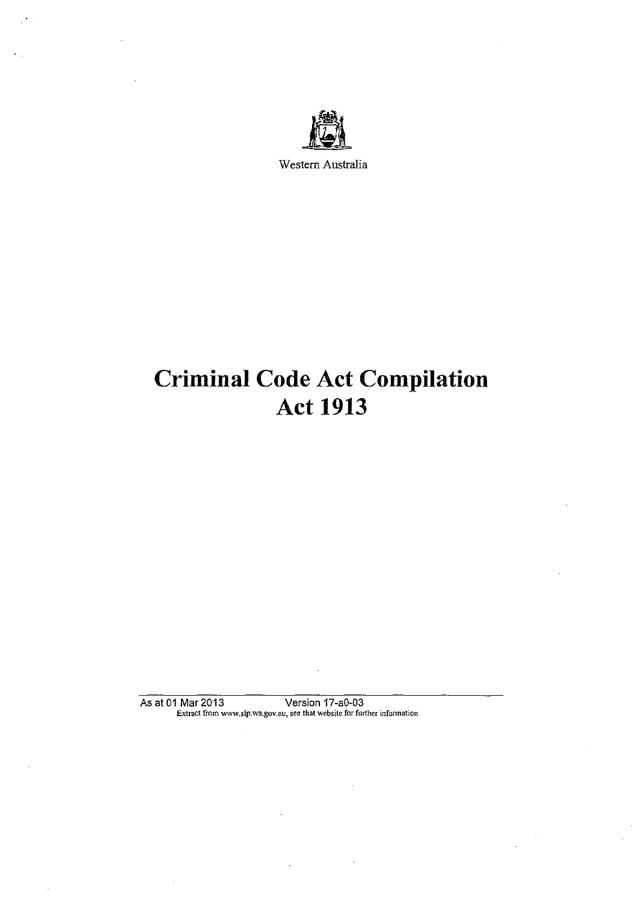Western Australia

# Criminal Code Act Compilation Act 1913

As at 01 Mar 2013 Version 17-a0-03

Extract from www.slp.wa.gov.au, see that website for further information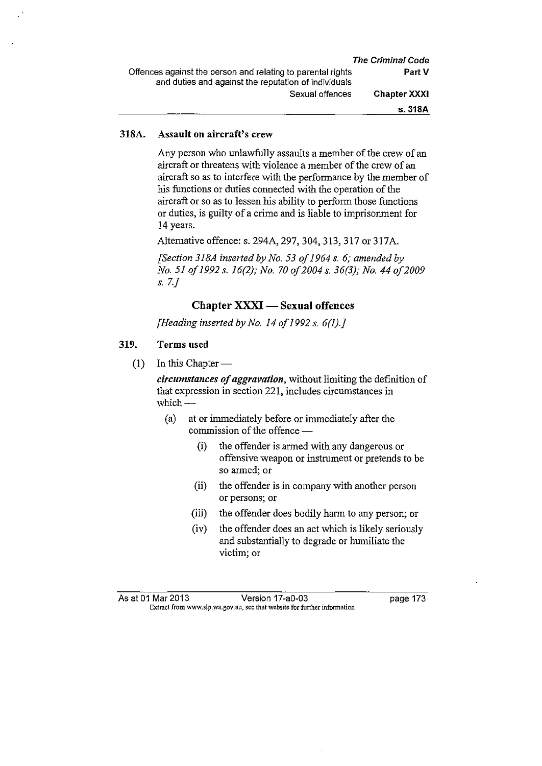### 318A. Assault on aircraft's crew

Any person who unlawfully assaults a member of the crew of an aircraft or threatens with violence a member of the crew of an aircraft so as to interfere with the performance by the member of his functions or duties connected with the operation of the aircraft or so as to lessen his ability to perform those functions or duties, is guilty of a crime and is liable to imprisonment for 14 years.

Alternative offence: s. 294A, 297, 304, 313, 317 or 317A.

*[Section 318A inserted by No. 53 of 1964 s. 6; amended by No. 51 of 1992 s. 16(2); No. 70 of 2004 s. 36(3); No. 44 of 2009 s. 7.]*

## Chapter XXXI — Sexual offences

*[Heading inserted by No. 14 of 1992 s. 6(1).]*

### 319. Terms used

(1) In this Chapter —

***circumstances of aggravation***, without limiting the definition of that expression in section 221, includes circumstances in which —

- (a) at or immediately before or immediately after the commission of the offence —
  - (i) the offender is armed with any dangerous or offensive weapon or instrument or pretends to be so armed; or
  - (ii) the offender is in company with another person or persons; or
  - (iii) the offender does bodily harm to any person; or
  - (iv) the offender does an act which is likely seriously and substantially to degrade or humiliate the victim; or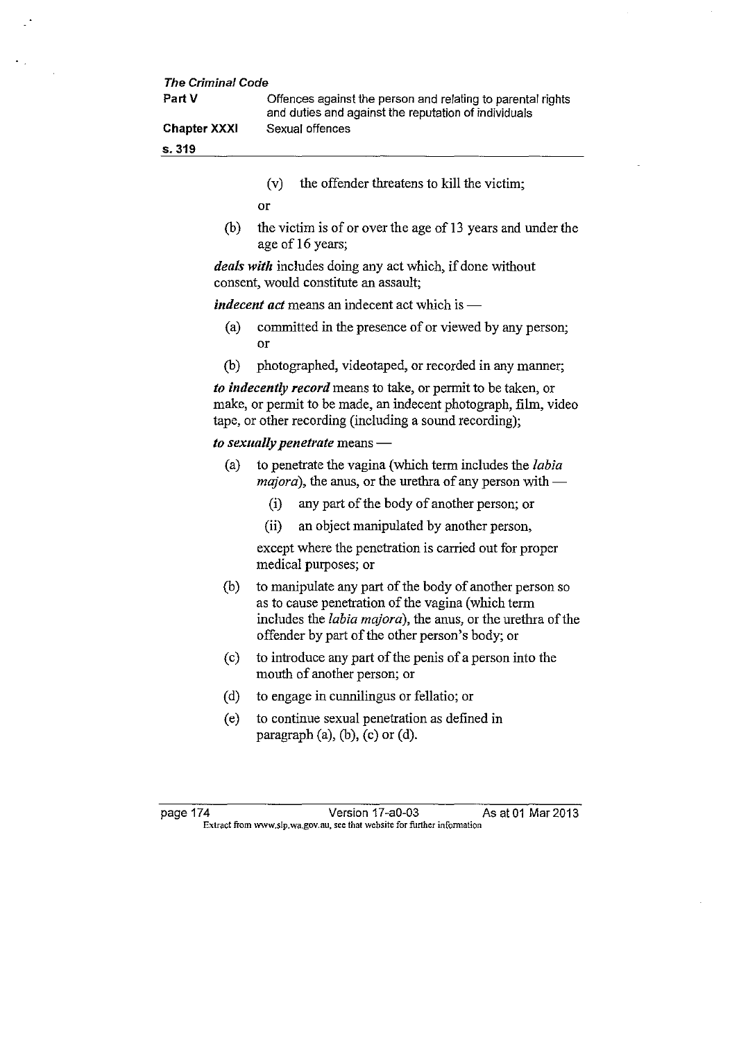(v) the offender threatens to kill the victim;

or

(b) the victim is of or over the age of 13 years and under the age of 16 years;

***deals with*** includes doing any act which, if done without consent, would constitute an assault;

***indecent act*** means an indecent act which is —

(a) committed in the presence of or viewed by any person; or

(b) photographed, videotaped, or recorded in any manner;

***to indecently record*** means to take, or permit to be taken, or make, or permit to be made, an indecent photograph, film, video tape, or other recording (including a sound recording);

***to sexually penetrate*** means —

(a) to penetrate the vagina (which term includes the *labia majora*), the anus, or the urethra of any person with —

(i) any part of the body of another person; or

(ii) an object manipulated by another person,

except where the penetration is carried out for proper medical purposes; or

(b) to manipulate any part of the body of another person so as to cause penetration of the vagina (which term includes the *labia majora*), the anus, or the urethra of the offender by part of the other person's body; or

(c) to introduce any part of the penis of a person into the mouth of another person; or

(d) to engage in cunnilingus or fellatio; or

(e) to continue sexual penetration as defined in paragraph (a), (b), (c) or (d).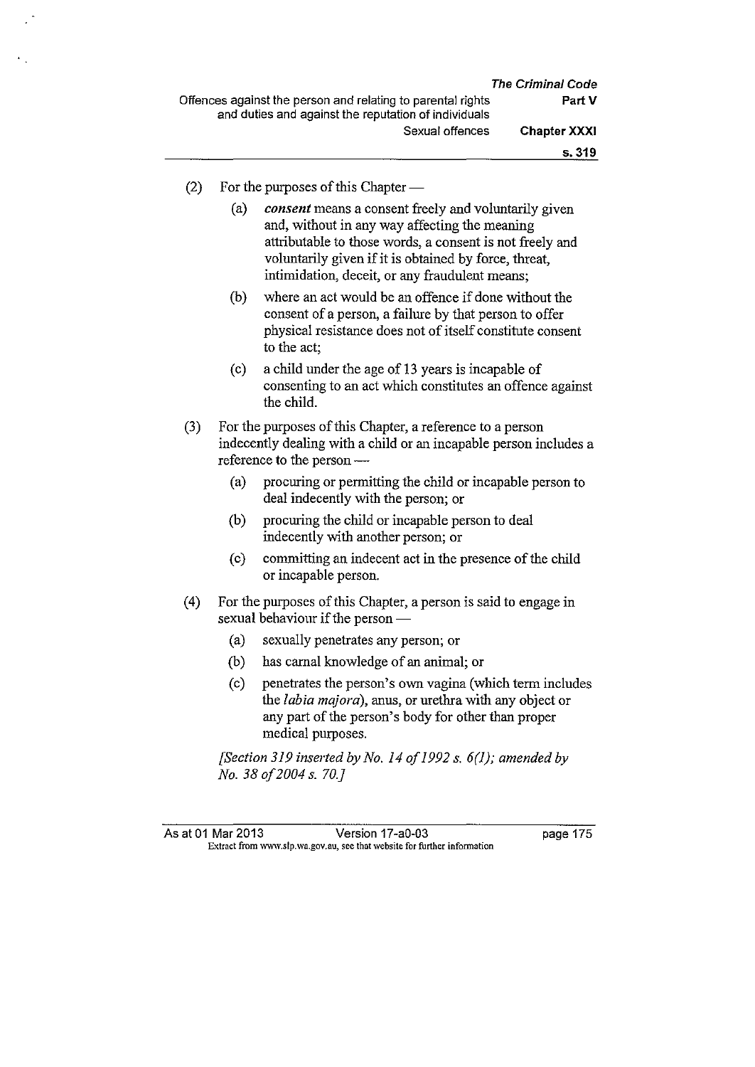(2) For the purposes of this Chapter —

   (a) ***consent*** means a consent freely and voluntarily given and, without in any way affecting the meaning attributable to those words, a consent is not freely and voluntarily given if it is obtained by force, threat, intimidation, deceit, or any fraudulent means;

   (b) where an act would be an offence if done without the consent of a person, a failure by that person to offer physical resistance does not of itself constitute consent to the act;

   (c) a child under the age of 13 years is incapable of consenting to an act which constitutes an offence against the child.

(3) For the purposes of this Chapter, a reference to a person indecently dealing with a child or an incapable person includes a reference to the person —

   (a) procuring or permitting the child or incapable person to deal indecently with the person; or

   (b) procuring the child or incapable person to deal indecently with another person; or

   (c) committing an indecent act in the presence of the child or incapable person.

(4) For the purposes of this Chapter, a person is said to engage in sexual behaviour if the person —

   (a) sexually penetrates any person; or

   (b) has carnal knowledge of an animal; or

   (c) penetrates the person's own vagina (which term includes the *labia majora*), anus, or urethra with any object or any part of the person's body for other than proper medical purposes.

*[Section 319 inserted by No. 14 of 1992 s. 6(1); amended by No. 38 of 2004 s. 70.]*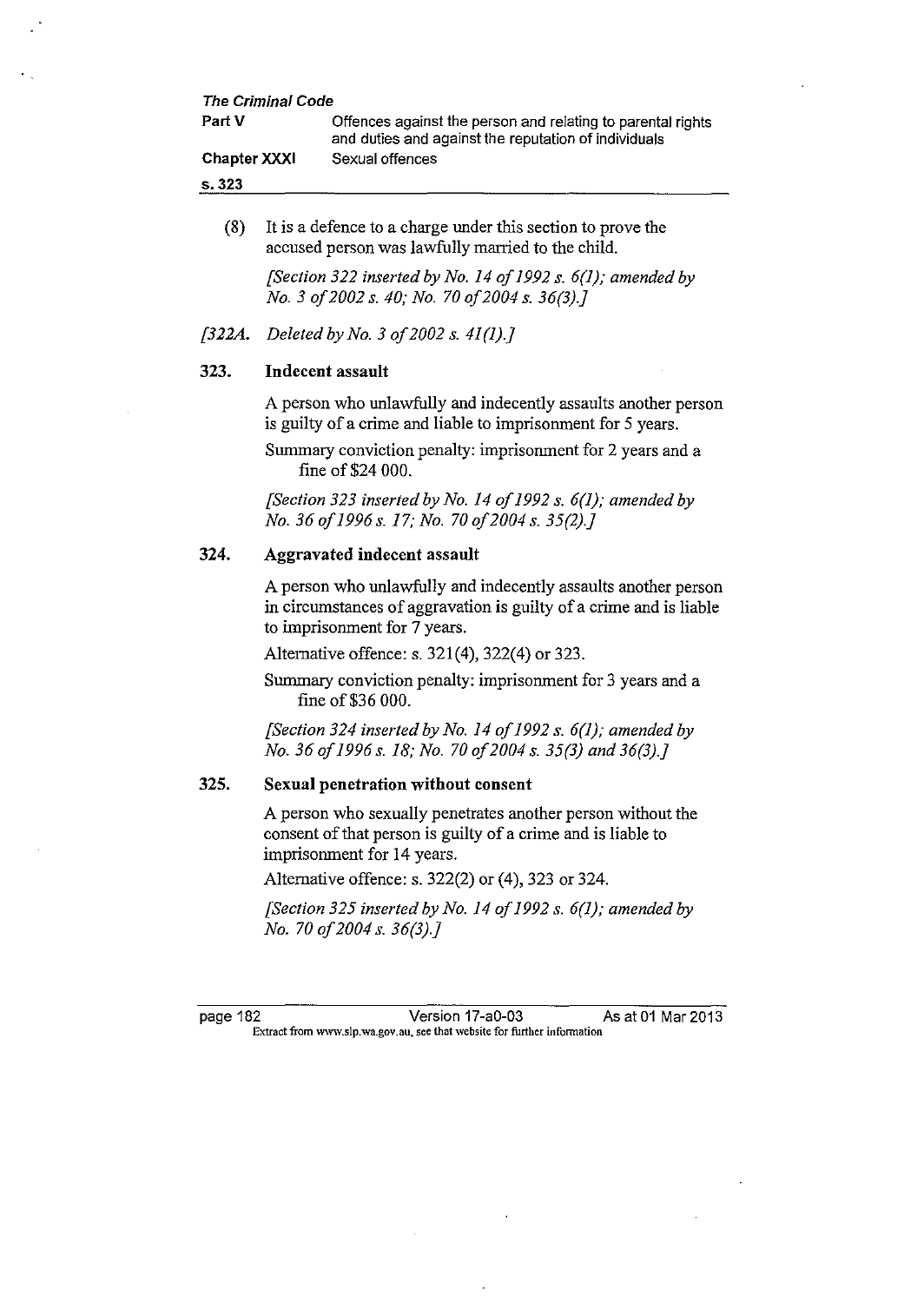(8) It is a defence to a charge under this section to prove the accused person was lawfully married to the child.

*[Section 322 inserted by No. 14 of 1992 s. 6(1); amended by No. 3 of 2002 s. 40; No. 70 of 2004 s. 36(3).]*

*[322A. Deleted by No. 3 of 2002 s. 41(1).]*

### 323. Indecent assault

A person who unlawfully and indecently assaults another person is guilty of a crime and liable to imprisonment for 5 years.

Summary conviction penalty: imprisonment for 2 years and a fine of $24 000.

*[Section 323 inserted by No. 14 of 1992 s. 6(1); amended by No. 36 of 1996 s. 17; No. 70 of 2004 s. 35(2).]*

### 324. Aggravated indecent assault

A person who unlawfully and indecently assaults another person in circumstances of aggravation is guilty of a crime and is liable to imprisonment for 7 years.

Alternative offence: s. 321(4), 322(4) or 323.

Summary conviction penalty: imprisonment for 3 years and a fine of $36 000.

*[Section 324 inserted by No. 14 of 1992 s. 6(1); amended by No. 36 of 1996 s. 18; No. 70 of 2004 s. 35(3) and 36(3).]*

### 325. Sexual penetration without consent

A person who sexually penetrates another person without the consent of that person is guilty of a crime and is liable to imprisonment for 14 years.

Alternative offence: s. 322(2) or (4), 323 or 324.

*[Section 325 inserted by No. 14 of 1992 s. 6(1); amended by No. 70 of 2004 s. 36(3).]*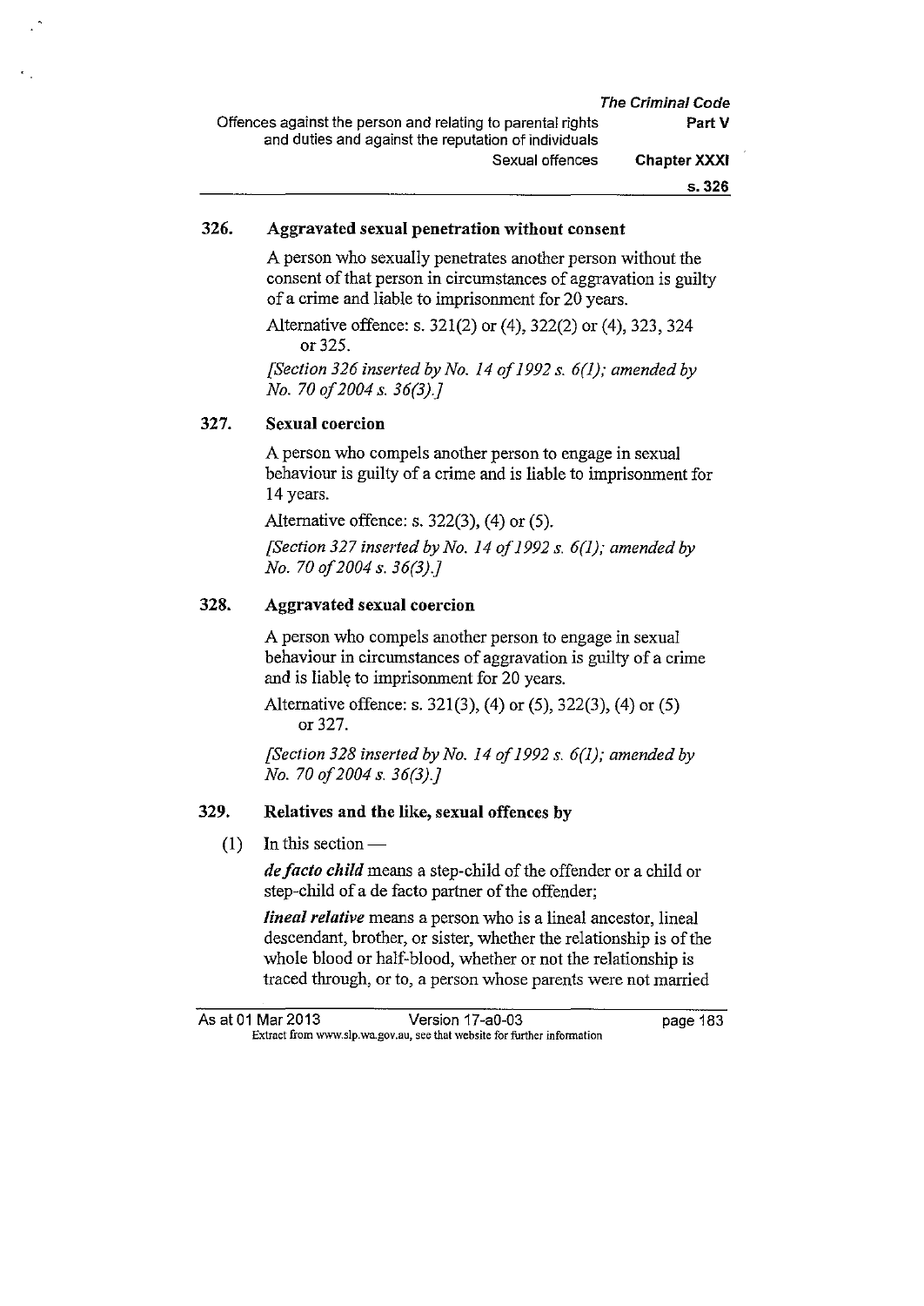### 326. Aggravated sexual penetration without consent

A person who sexually penetrates another person without the consent of that person in circumstances of aggravation is guilty of a crime and liable to imprisonment for 20 years.

Alternative offence: s. 321(2) or (4), 322(2) or (4), 323, 324 or 325.

*[Section 326 inserted by No. 14 of 1992 s. 6(1); amended by No. 70 of 2004 s. 36(3).]*

### 327. Sexual coercion

A person who compels another person to engage in sexual behaviour is guilty of a crime and is liable to imprisonment for 14 years.

Alternative offence: s. 322(3), (4) or (5).

*[Section 327 inserted by No. 14 of 1992 s. 6(1); amended by No. 70 of 2004 s. 36(3).]*

### 328. Aggravated sexual coercion

A person who compels another person to engage in sexual behaviour in circumstances of aggravation is guilty of a crime and is liable to imprisonment for 20 years.

Alternative offence: s. 321(3), (4) or (5), 322(3), (4) or (5) or 327.

*[Section 328 inserted by No. 14 of 1992 s. 6(1); amended by No. 70 of 2004 s. 36(3).]*

### 329. Relatives and the like, sexual offences by

(1) In this section —

***de facto child*** means a step-child of the offender or a child or step-child of a de facto partner of the offender;

***lineal relative*** means a person who is a lineal ancestor, lineal descendant, brother, or sister, whether the relationship is of the whole blood or half-blood, whether or not the relationship is traced through, or to, a person whose parents were not married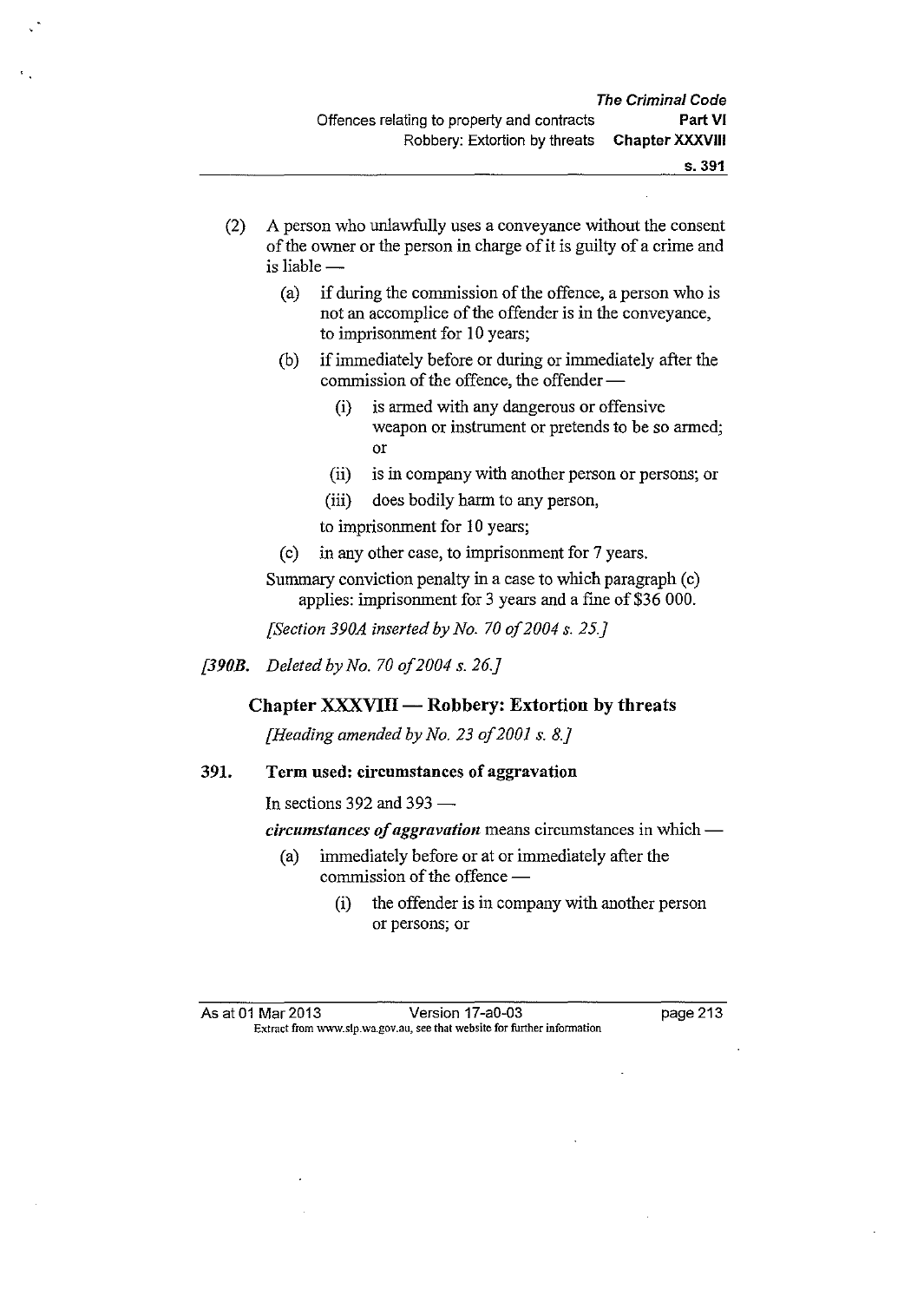(2) A person who unlawfully uses a conveyance without the consent of the owner or the person in charge of it is guilty of a crime and is liable —

  (a) if during the commission of the offence, a person who is not an accomplice of the offender is in the conveyance, to imprisonment for 10 years;

  (b) if immediately before or during or immediately after the commission of the offence, the offender —

    (i) is armed with any dangerous or offensive weapon or instrument or pretends to be so armed; or

    (ii) is in company with another person or persons; or

    (iii) does bodily harm to any person,

  to imprisonment for 10 years;

  (c) in any other case, to imprisonment for 7 years.

Summary conviction penalty in a case to which paragraph (c) applies: imprisonment for 3 years and a fine of $36 000.

*[Section 390A inserted by No. 70 of 2004 s. 25.]*

*[390B. Deleted by No. 70 of 2004 s. 26.]*

## Chapter XXXVIII — Robbery: Extortion by threats

*[Heading amended by No. 23 of 2001 s. 8.]*

### 391. Term used: circumstances of aggravation

In sections 392 and 393 —

***circumstances of aggravation*** means circumstances in which —

  (a) immediately before or at or immediately after the commission of the offence —

    (i) the offender is in company with another person or persons; or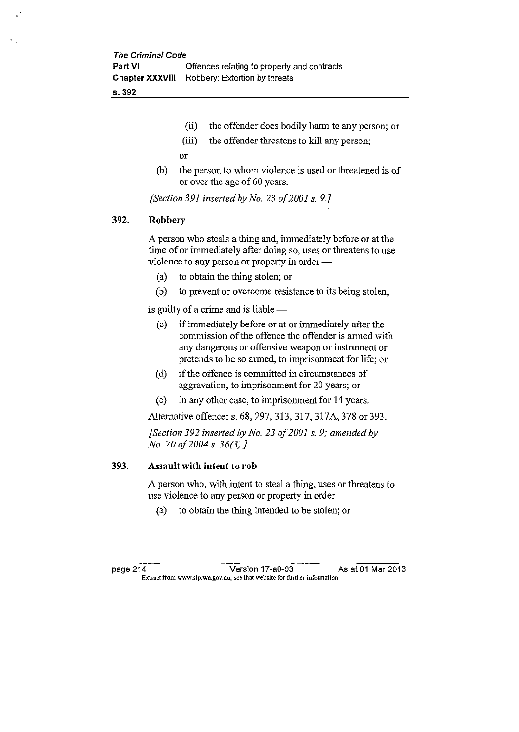(ii) the offender does bodily harm to any person; or

(iii) the offender threatens to kill any person;

or

(b) the person to whom violence is used or threatened is of or over the age of 60 years.

*[Section 391 inserted by No. 23 of 2001 s. 9.]*

### 392. Robbery

A person who steals a thing and, immediately before or at the time of or immediately after doing so, uses or threatens to use violence to any person or property in order —

(a) to obtain the thing stolen; or

(b) to prevent or overcome resistance to its being stolen,

is guilty of a crime and is liable —

(c) if immediately before or at or immediately after the commission of the offence the offender is armed with any dangerous or offensive weapon or instrument or pretends to be so armed, to imprisonment for life; or

(d) if the offence is committed in circumstances of aggravation, to imprisonment for 20 years; or

(e) in any other case, to imprisonment for 14 years.

Alternative offence: s. 68, 297, 313, 317, 317A, 378 or 393.

*[Section 392 inserted by No. 23 of 2001 s. 9; amended by No. 70 of 2004 s. 36(3).]*

### 393. Assault with intent to rob

A person who, with intent to steal a thing, uses or threatens to use violence to any person or property in order —

(a) to obtain the thing intended to be stolen; or